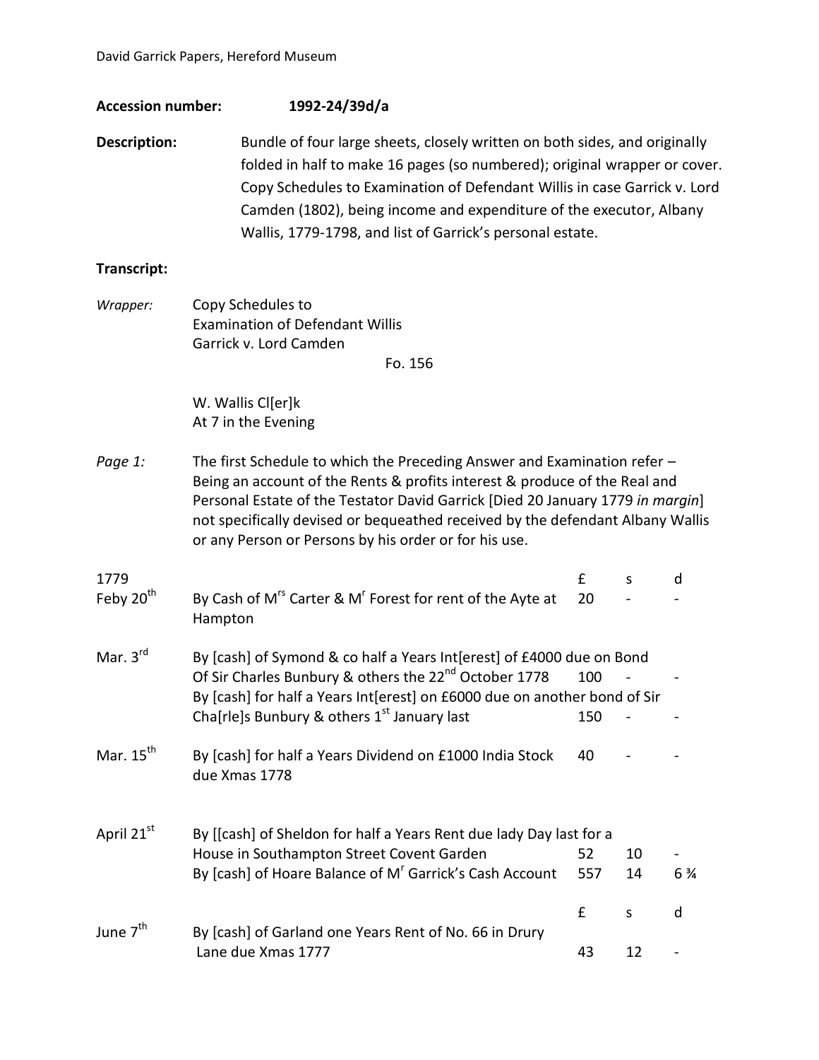David Garrick Papers, Hereford Museum

**Accession number:** **1992-24/39d/a**

**Description:** Bundle of four large sheets, closely written on both sides, and originally folded in half to make 16 pages (so numbered); original wrapper or cover. Copy Schedules to Examination of Defendant Willis in case Garrick v. Lord Camden (1802), being income and expenditure of the executor, Albany Wallis, 1779-1798, and list of Garrick's personal estate.

**Transcript:**

*Wrapper:* Copy Schedules to
Examination of Defendant Willis
Garrick v. Lord Camden
Fo. 156

W. Wallis Cl[er]k
At 7 in the Evening

*Page 1:* The first Schedule to which the Preceding Answer and Examination refer – Being an account of the Rents & profits interest & produce of the Real and Personal Estate of the Testator David Garrick [Died 20 January 1779 *in margin*] not specifically devised or bequeathed received by the defendant Albany Wallis or any Person or Persons by his order or for his use.

| 1779 | | £ | s | d |
|---|---|---|---|---|
| Feby 20th | By Cash of Mrs Carter & Mr Forest for rent of the Ayte at Hampton | 20 | - | - |
| Mar. 3rd | By [cash] of Symond & co half a Years Int[erest] of £4000 due on Bond Of Sir Charles Bunbury & others the 22nd October 1778 | 100 | - | - |
| | By [cash] for half a Years Int[erest] on £6000 due on another bond of Sir Cha[rle]s Bunbury & others 1st January last | 150 | - | - |
| Mar. 15th | By [cash] for half a Years Dividend on £1000 India Stock due Xmas 1778 | 40 | - | - |
| April 21st | By [[cash] of Sheldon for half a Years Rent due lady Day last for a House in Southampton Street Covent Garden | 52 | 10 | - |
| | By [cash] of Hoare Balance of Mr Garrick's Cash Account | 557 | 14 | 6 ¾ |
| | | £ | s | d |
| June 7th | By [cash] of Garland one Years Rent of No. 66 in Drury Lane due Xmas 1777 | 43 | 12 | - |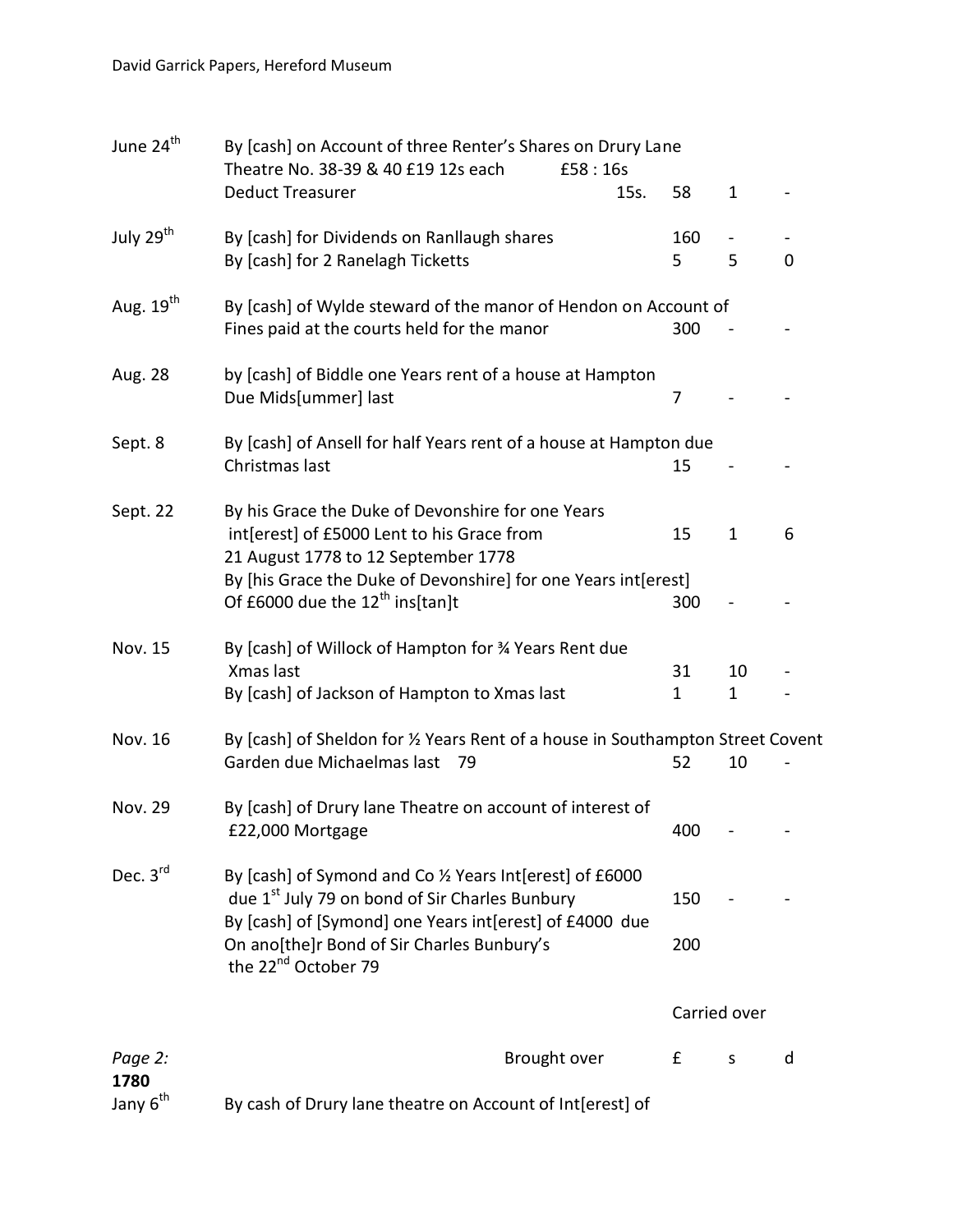| | | £ | s | d |
|---|---|---|---|---|
| June 24th | By [cash] on Account of three Renter's Shares on Drury Lane Theatre No. 38-39 & 40 £19 12s each £58 : 16s Deduct Treasurer 15s. | 58 | 1 | - |
| July 29th | By [cash] for Dividends on Ranllaugh shares | 160 | - | - |
| | By [cash] for 2 Ranelagh Ticketts | 5 | 5 | 0 |
| Aug. 19th | By [cash] of Wylde steward of the manor of Hendon on Account of Fines paid at the courts held for the manor | 300 | - | - |
| Aug. 28 | by [cash] of Biddle one Years rent of a house at Hampton Due Mids[ummer] last | 7 | - | - |
| Sept. 8 | By [cash] of Ansell for half Years rent of a house at Hampton due Christmas last | 15 | - | - |
| Sept. 22 | By his Grace the Duke of Devonshire for one Years int[erest] of £5000 Lent to his Grace from 21 August 1778 to 12 September 1778 | 15 | 1 | 6 |
| | By [his Grace the Duke of Devonshire] for one Years int[erest] Of £6000 due the 12th ins[tan]t | 300 | - | - |
| Nov. 15 | By [cash] of Willock of Hampton for ¾ Years Rent due Xmas last | 31 | 10 | - |
| | By [cash] of Jackson of Hampton to Xmas last | 1 | 1 | - |
| Nov. 16 | By [cash] of Sheldon for ½ Years Rent of a house in Southampton Street Covent Garden due Michaelmas last 79 | 52 | 10 | - |
| Nov. 29 | By [cash] of Drury lane Theatre on account of interest of £22,000 Mortgage | 400 | - | - |
| Dec. 3rd | By [cash] of Symond and Co ½ Years Int[erest] of £6000 due 1st July 79 on bond of Sir Charles Bunbury | 150 | - | - |
| | By [cash] of [Symond] one Years int[erest] of £4000 due On ano[the]r Bond of Sir Charles Bunbury's the 22nd October 79 | 200 | | |
| | | Carried over | | |

*Page 2:*

| | Brought over | £ | s | d |
|---|---|---|---|---|
| **1780** Jany 6th | By cash of Drury lane theatre on Account of Int[erest] of | | | |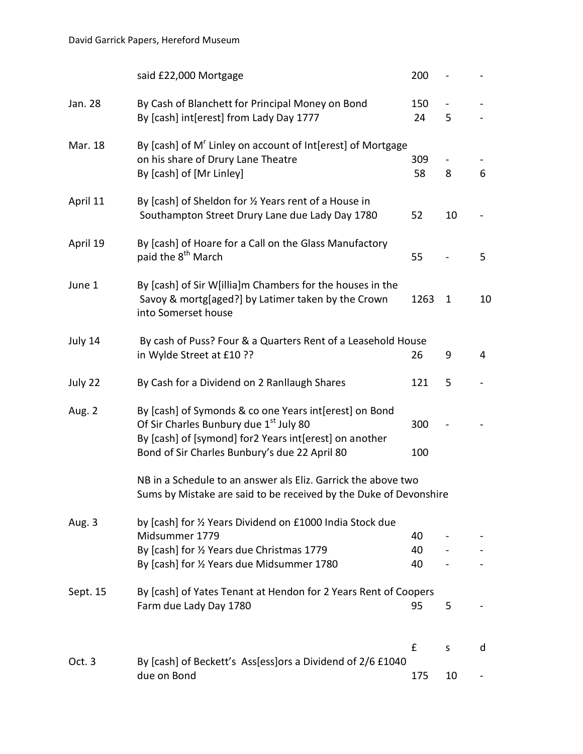| Date | Description | £ | s | d |
|---|---|---|---|---|
| | said £22,000 Mortgage | 200 | - | - |
| Jan. 28 | By Cash of Blanchett for Principal Money on Bond | 150 | - | - |
| | By [cash] int[erest] from Lady Day 1777 | 24 | 5 | - |
| Mar. 18 | By [cash] of Mr Linley on account of Int[erest] of Mortgage on his share of Drury Lane Theatre | 309 | - | - |
| | By [cash] of [Mr Linley] | 58 | 8 | 6 |
| April 11 | By [cash] of Sheldon for ½ Years rent of a House in Southampton Street Drury Lane due Lady Day 1780 | 52 | 10 | - |
| April 19 | By [cash] of Hoare for a Call on the Glass Manufactory paid the 8th March | 55 | - | 5 |
| June 1 | By [cash] of Sir W[illia]m Chambers for the houses in the Savoy & mortg[aged?] by Latimer taken by the Crown into Somerset house | 1263 | 1 | 10 |
| July 14 | By cash of Puss? Four & a Quarters Rent of a Leasehold House in Wylde Street at £10 ?? | 26 | 9 | 4 |
| July 22 | By Cash for a Dividend on 2 Ranllaugh Shares | 121 | 5 | - |
| Aug. 2 | By [cash] of Symonds & co one Years int[erest] on Bond Of Sir Charles Bunbury due 1st July 80 | 300 | - | - |
| | By [cash] of [symond] for2 Years int[erest] on another Bond of Sir Charles Bunbury's due 22 April 80 | 100 | | |
| | NB in a Schedule to an answer als Eliz. Garrick the above two Sums by Mistake are said to be received by the Duke of Devonshire | | | |
| Aug. 3 | by [cash] for ½ Years Dividend on £1000 India Stock due Midsummer 1779 | 40 | - | - |
| | By [cash] for ½ Years due Christmas 1779 | 40 | - | - |
| | By [cash] for ½ Years due Midsummer 1780 | 40 | - | - |
| Sept. 15 | By [cash] of Yates Tenant at Hendon for 2 Years Rent of Coopers Farm due Lady Day 1780 | 95 | 5 | - |
| | | £ | s | d |
| Oct. 3 | By [cash] of Beckett's Ass[ess]ors a Dividend of 2/6 £1040 due on Bond | 175 | 10 | - |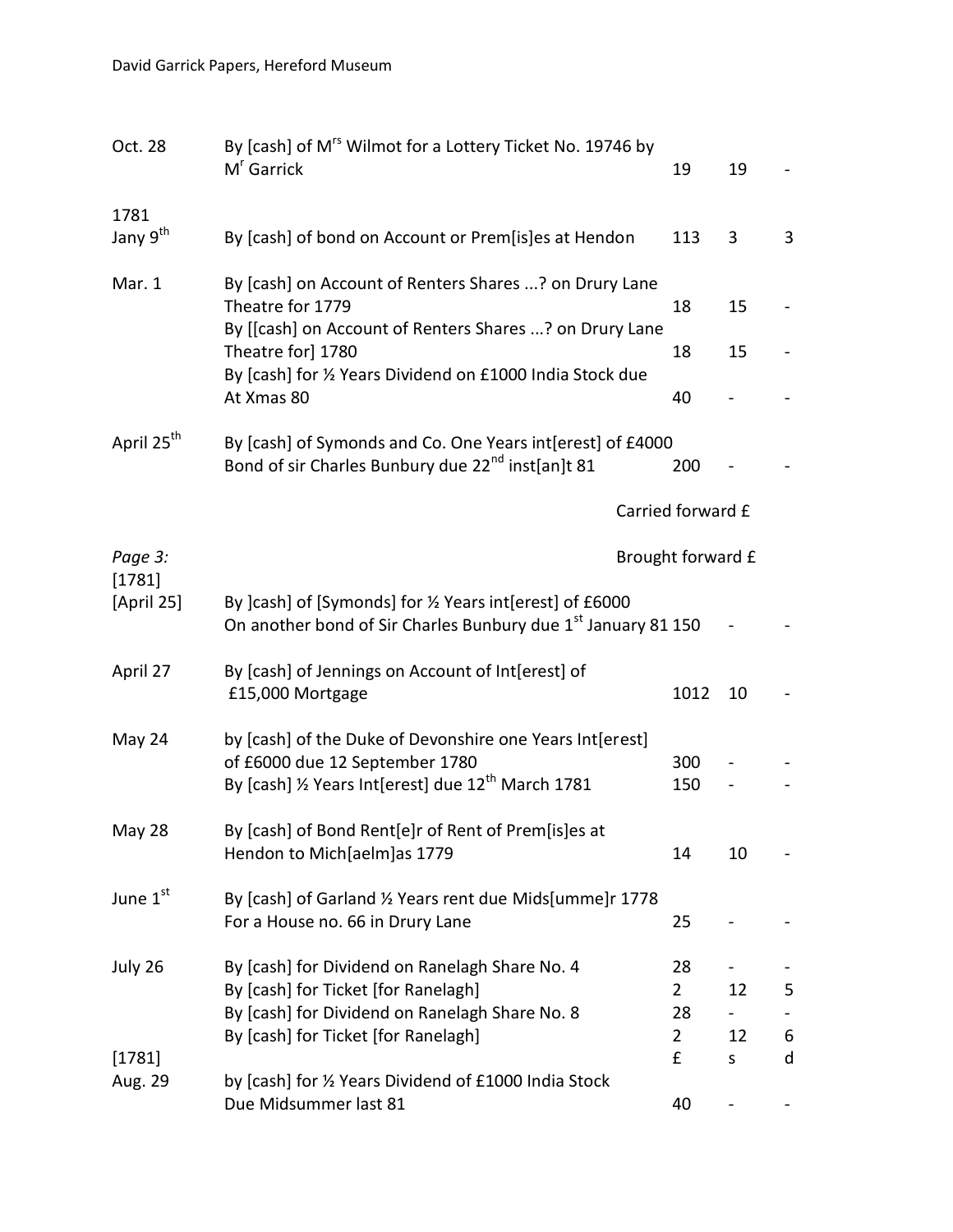| | | £ | s | d |
|---|---|---|---|---|
| Oct. 28 | By [cash] of M[rs] Wilmot for a Lottery Ticket No. 19746 by M[r] Garrick | 19 | 19 | - |
| 1781 Jany 9[th] | By [cash] of bond on Account or Prem[is]es at Hendon | 113 | 3 | 3 |
| Mar. 1 | By [cash] on Account of Renters Shares ...? on Drury Lane Theatre for 1779 | 18 | 15 | - |
| | By [[cash] on Account of Renters Shares ...? on Drury Lane Theatre for] 1780 | 18 | 15 | - |
| | By [cash] for ½ Years Dividend on £1000 India Stock due At Xmas 80 | 40 | - | - |
| April 25[th] | By [cash] of Symonds and Co. One Years int[erest] of £4000 Bond of sir Charles Bunbury due 22[nd] inst[an]t 81 | 200 | - | - |
| | Carried forward £ | | | |

*Page 3:*

| | | £ | s | d |
|---|---|---|---|---|
| [1781] | Brought forward £ | | | |
| [April 25] | By ]cash] of [Symonds] for ½ Years int[erest] of £6000 On another bond of Sir Charles Bunbury due 1[st] January 81 | 150 | - | - |
| April 27 | By [cash] of Jennings on Account of Int[erest] of £15,000 Mortgage | 1012 | 10 | - |
| May 24 | by [cash] of the Duke of Devonshire one Years Int[erest] of £6000 due 12 September 1780 | 300 | - | - |
| | By [cash] ½ Years Int[erest] due 12[th] March 1781 | 150 | - | - |
| May 28 | By [cash] of Bond Rent[e]r of Rent of Prem[is]es at Hendon to Mich[aelm]as 1779 | 14 | 10 | - |
| June 1[st] | By [cash] of Garland ½ Years rent due Mids[umme]r 1778 For a House no. 66 in Drury Lane | 25 | - | - |
| July 26 | By [cash] for Dividend on Ranelagh Share No. 4 | 28 | - | - |
| | By [cash] for Ticket [for Ranelagh] | 2 | 12 | 5 |
| | By [cash] for Dividend on Ranelagh Share No. 8 | 28 | - | - |
| | By [cash] for Ticket [for Ranelagh] | 2 | 12 | 6 |
| [1781] | | £ | s | d |
| Aug. 29 | by [cash] for ½ Years Dividend of £1000 India Stock Due Midsummer last 81 | 40 | - | - |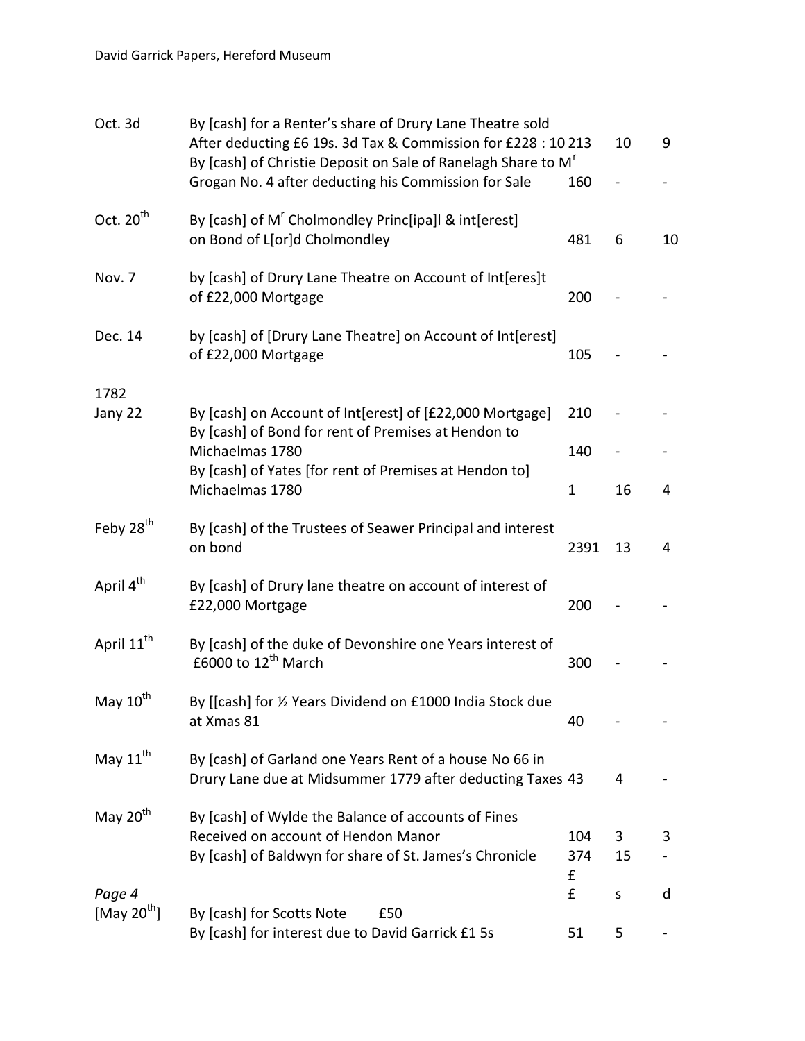| Date | Entry | £ | s | d |
|---|---|---|---|---|
| Oct. 3d | By [cash] for a Renter's share of Drury Lane Theatre sold After deducting £6 19s. 3d Tax & Commission for £228 : 10 | 213 | 10 | 9 |
| | By [cash] of Christie Deposit on Sale of Ranelagh Share to Mr Grogan No. 4 after deducting his Commission for Sale | 160 | - | - |
| Oct. 20th | By [cash] of Mr Cholmondley Princ[ipa]l & int[erest] on Bond of L[or]d Cholmondley | 481 | 6 | 10 |
| Nov. 7 | by [cash] of Drury Lane Theatre on Account of Int[eres]t of £22,000 Mortgage | 200 | - | - |
| Dec. 14 | by [cash] of [Drury Lane Theatre] on Account of Int[erest] of £22,000 Mortgage | 105 | - | - |
| 1782 | | | | |
| Jany 22 | By [cash] on Account of Int[erest] of [£22,000 Mortgage] | 210 | - | - |
| | By [cash] of Bond for rent of Premises at Hendon to Michaelmas 1780 | 140 | - | - |
| | By [cash] of Yates [for rent of Premises at Hendon to] Michaelmas 1780 | 1 | 16 | 4 |
| Feby 28th | By [cash] of the Trustees of Seawer Principal and interest on bond | 2391 | 13 | 4 |
| April 4th | By [cash] of Drury lane theatre on account of interest of £22,000 Mortgage | 200 | - | - |
| April 11th | By [cash] of the duke of Devonshire one Years interest of £6000 to 12th March | 300 | - | - |
| May 10th | By [[cash] for ½ Years Dividend on £1000 India Stock due at Xmas 81 | 40 | - | - |
| May 11th | By [cash] of Garland one Years Rent of a house No 66 in Drury Lane due at Midsummer 1779 after deducting Taxes | 43 | 4 | - |
| May 20th | By [cash] of Wylde the Balance of accounts of Fines Received on account of Hendon Manor | 104 | 3 | 3 |
| | By [cash] of Baldwyn for share of St. James's Chronicle | 374 | 15 | - |
| | | £ | | |
| *Page 4* | | £ | s | d |
| [May 20th] | By [cash] for Scotts Note £50 | | | |
| | By [cash] for interest due to David Garrick £1 5s | 51 | 5 | - |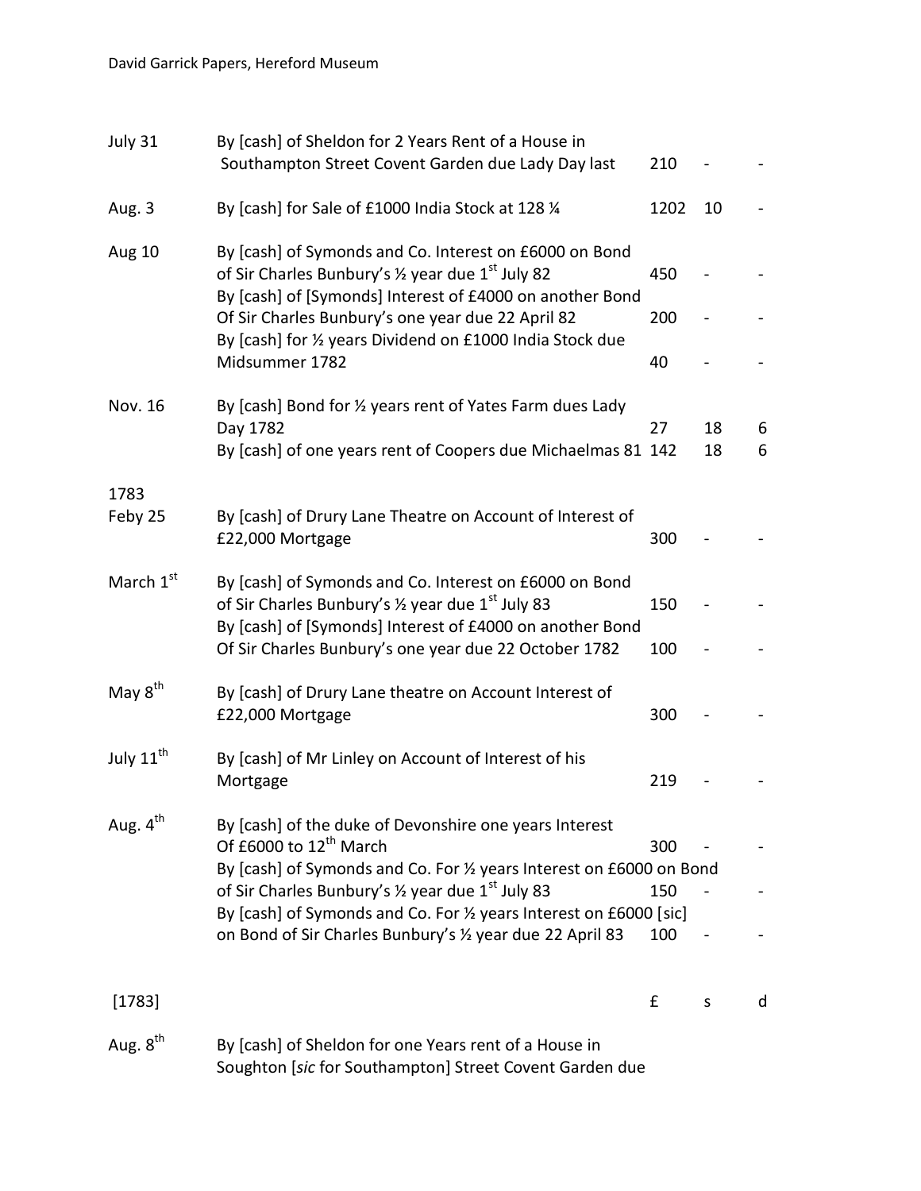| | | | | |
|---|---|---|---|---|
| July 31 | By [cash] of Sheldon for 2 Years Rent of a House in Southampton Street Covent Garden due Lady Day last | 210 | - | - |
| Aug. 3 | By [cash] for Sale of £1000 India Stock at 128 ¼ | 1202 | 10 | - |
| Aug 10 | By [cash] of Symonds and Co. Interest on £6000 on Bond of Sir Charles Bunbury's ½ year due 1st July 82 | 450 | - | - |
| | By [cash] of [Symonds] Interest of £4000 on another Bond Of Sir Charles Bunbury's one year due 22 April 82 | 200 | - | - |
| | By [cash] for ½ years Dividend on £1000 India Stock due Midsummer 1782 | 40 | - | - |
| Nov. 16 | By [cash] Bond for ½ years rent of Yates Farm dues Lady Day 1782 | 27 | 18 | 6 |
| | By [cash] of one years rent of Coopers due Michaelmas 81 | 142 | 18 | 6 |
| 1783 | | | | |
| Feby 25 | By [cash] of Drury Lane Theatre on Account of Interest of £22,000 Mortgage | 300 | - | - |
| March 1st | By [cash] of Symonds and Co. Interest on £6000 on Bond of Sir Charles Bunbury's ½ year due 1st July 83 | 150 | - | - |
| | By [cash] of [Symonds] Interest of £4000 on another Bond Of Sir Charles Bunbury's one year due 22 October 1782 | 100 | - | - |
| May 8th | By [cash] of Drury Lane theatre on Account Interest of £22,000 Mortgage | 300 | - | - |
| July 11th | By [cash] of Mr Linley on Account of Interest of his Mortgage | 219 | - | - |
| Aug. 4th | By [cash] of the duke of Devonshire one years Interest Of £6000 to 12th March | 300 | - | - |
| | By [cash] of Symonds and Co. For ½ years Interest on £6000 on Bond of Sir Charles Bunbury's ½ year due 1st July 83 | 150 | - | - |
| | By [cash] of Symonds and Co. For ½ years Interest on £6000 [sic] on Bond of Sir Charles Bunbury's ½ year due 22 April 83 | 100 | - | - |

| [1783] | | £ | s | d |
|---|---|---|---|---|
| Aug. 8th | By [cash] of Sheldon for one Years rent of a House in Soughton [*sic* for Southampton] Street Covent Garden due | | | |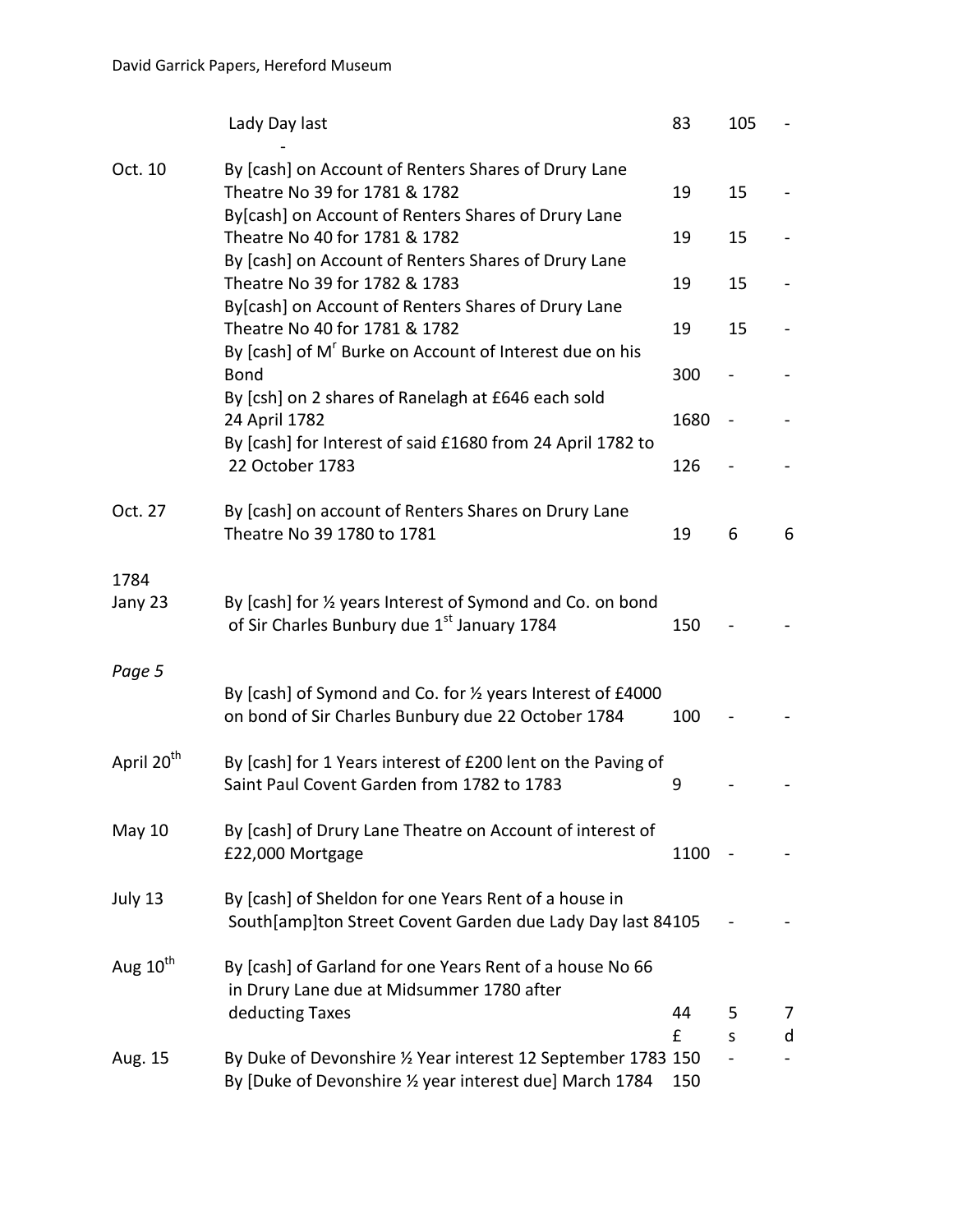| | | | | |
|---|---|---|---|---|
| | Lady Day last | 83 | 105 | - |
| | - | | | |
| Oct. 10 | By [cash] on Account of Renters Shares of Drury Lane Theatre No 39 for 1781 & 1782 | 19 | 15 | - |
| | By[cash] on Account of Renters Shares of Drury Lane Theatre No 40 for 1781 & 1782 | 19 | 15 | - |
| | By [cash] on Account of Renters Shares of Drury Lane Theatre No 39 for 1782 & 1783 | 19 | 15 | - |
| | By[cash] on Account of Renters Shares of Drury Lane Theatre No 40 for 1781 & 1782 | 19 | 15 | - |
| | By [cash] of M[r] Burke on Account of Interest due on his Bond | 300 | - | - |
| | By [csh] on 2 shares of Ranelagh at £646 each sold 24 April 1782 | 1680 | - | - |
| | By [cash] for Interest of said £1680 from 24 April 1782 to 22 October 1783 | 126 | - | - |
| Oct. 27 | By [cash] on account of Renters Shares on Drury Lane Theatre No 39 1780 to 1781 | 19 | 6 | 6 |
| 1784 | | | | |
| Jany 23 | By [cash] for ½ years Interest of Symond and Co. on bond of Sir Charles Bunbury due 1[st] January 1784 | 150 | - | - |
| *Page 5* | | | | |
| | By [cash] of Symond and Co. for ½ years Interest of £4000 on bond of Sir Charles Bunbury due 22 October 1784 | 100 | - | - |
| April 20[th] | By [cash] for 1 Years interest of £200 lent on the Paving of Saint Paul Covent Garden from 1782 to 1783 | 9 | - | - |
| May 10 | By [cash] of Drury Lane Theatre on Account of interest of £22,000 Mortgage | 1100 | - | - |
| July 13 | By [cash] of Sheldon for one Years Rent of a house in South[amp]ton Street Covent Garden due Lady Day last 84 | 105 | - | - |
| Aug 10[th] | By [cash] of Garland for one Years Rent of a house No 66 in Drury Lane due at Midsummer 1780 after deducting Taxes | 44 | 5 | 7 |
| | | £ | s | d |
| Aug. 15 | By Duke of Devonshire ½ Year interest 12 September 1783 | 150 | - | - |
| | By [Duke of Devonshire ½ year interest due] March 1784 | 150 | | |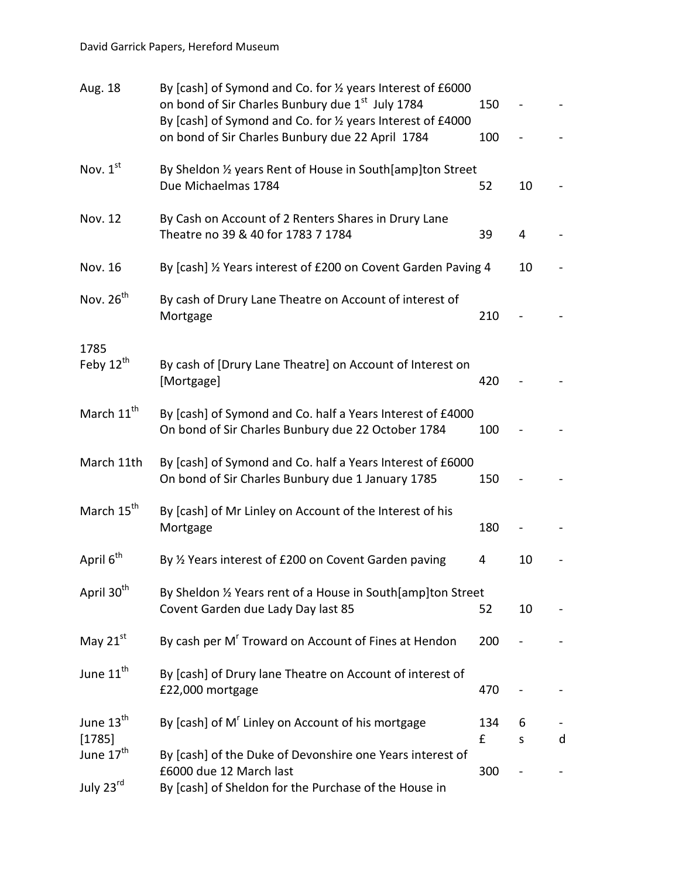| | | | | |
|---|---|---|---|---|
| Aug. 18 | By [cash] of Symond and Co. for ½ years Interest of £6000 on bond of Sir Charles Bunbury due 1st July 1784 | 150 | - | - |
| | By [cash] of Symond and Co. for ½ years Interest of £4000 on bond of Sir Charles Bunbury due 22 April 1784 | 100 | - | - |
| Nov. 1st | By Sheldon ½ years Rent of House in South[amp]ton Street Due Michaelmas 1784 | 52 | 10 | - |
| Nov. 12 | By Cash on Account of 2 Renters Shares in Drury Lane Theatre no 39 & 40 for 1783 7 1784 | 39 | 4 | - |
| Nov. 16 | By [cash] ½ Years interest of £200 on Covent Garden Paving | 4 | 10 | - |
| Nov. 26th | By cash of Drury Lane Theatre on Account of interest of Mortgage | 210 | - | - |
| 1785 Feby 12th | By cash of [Drury Lane Theatre] on Account of Interest on [Mortgage] | 420 | - | - |
| March 11th | By [cash] of Symond and Co. half a Years Interest of £4000 On bond of Sir Charles Bunbury due 22 October 1784 | 100 | - | - |
| March 11th | By [cash] of Symond and Co. half a Years Interest of £6000 On bond of Sir Charles Bunbury due 1 January 1785 | 150 | - | - |
| March 15th | By [cash] of Mr Linley on Account of the Interest of his Mortgage | 180 | - | - |
| April 6th | By ½ Years interest of £200 on Covent Garden paving | 4 | 10 | - |
| April 30th | By Sheldon ½ Years rent of a House in South[amp]ton Street Covent Garden due Lady Day last 85 | 52 | 10 | - |
| May 21st | By cash per Mr Troward on Account of Fines at Hendon | 200 | - | - |
| June 11th | By [cash] of Drury lane Theatre on Account of interest of £22,000 mortgage | 470 | - | - |
| June 13th | By [cash] of Mr Linley on Account of his mortgage | 134 | 6 | - |
| [1785] | | £ | s | d |
| June 17th | By [cash] of the Duke of Devonshire one Years interest of £6000 due 12 March last | 300 | - | - |
| July 23rd | By [cash] of Sheldon for the Purchase of the House in | | | |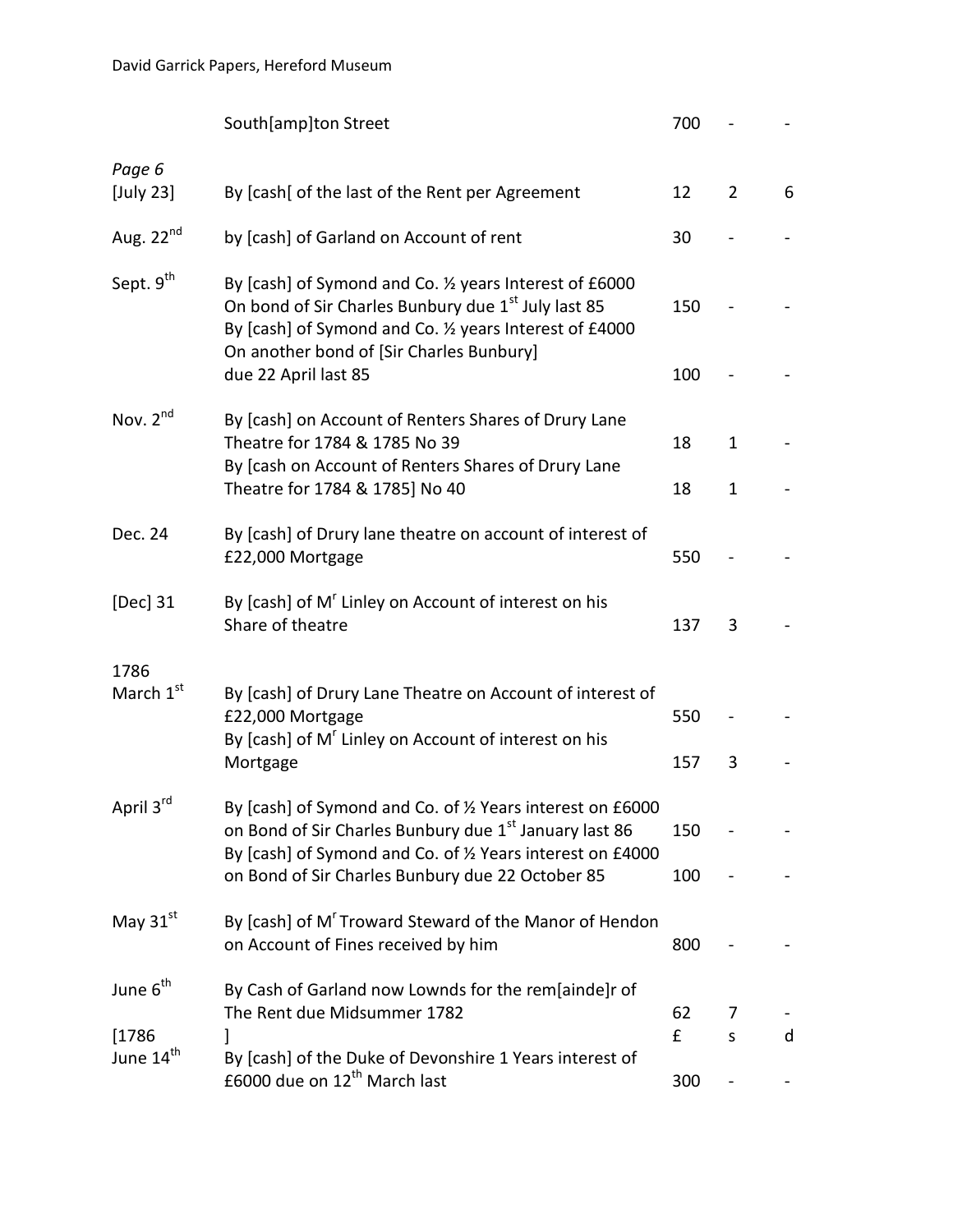| | | | | |
|---|---|---|---|---|
| | South[amp]ton Street | 700 | - | - |
| *Page 6* | | | | |
| [July 23] | By [cash[ of the last of the Rent per Agreement | 12 | 2 | 6 |
| Aug. 22nd | by [cash] of Garland on Account of rent | 30 | - | - |
| Sept. 9th | By [cash] of Symond and Co. ½ years Interest of £6000 On bond of Sir Charles Bunbury due 1st July last 85 | 150 | - | - |
| | By [cash] of Symond and Co. ½ years Interest of £4000 On another bond of [Sir Charles Bunbury] due 22 April last 85 | 100 | - | - |
| Nov. 2nd | By [cash] on Account of Renters Shares of Drury Lane Theatre for 1784 & 1785 No 39 | 18 | 1 | - |
| | By [cash on Account of Renters Shares of Drury Lane Theatre for 1784 & 1785] No 40 | 18 | 1 | - |
| Dec. 24 | By [cash] of Drury lane theatre on account of interest of £22,000 Mortgage | 550 | - | - |
| [Dec] 31 | By [cash] of Mr Linley on Account of interest on his Share of theatre | 137 | 3 | - |
| 1786 March 1st | By [cash] of Drury Lane Theatre on Account of interest of £22,000 Mortgage | 550 | - | - |
| | By [cash] of Mr Linley on Account of interest on his Mortgage | 157 | 3 | - |
| April 3rd | By [cash] of Symond and Co. of ½ Years interest on £6000 on Bond of Sir Charles Bunbury due 1st January last 86 | 150 | - | - |
| | By [cash] of Symond and Co. of ½ Years interest on £4000 on Bond of Sir Charles Bunbury due 22 October 85 | 100 | - | - |
| May 31st | By [cash] of Mr Troward Steward of the Manor of Hendon on Account of Fines received by him | 800 | - | - |
| June 6th | By Cash of Garland now Lownds for the rem[ainde]r of The Rent due Midsummer 1782 | 62 | 7 | - |
| [1786 | ] | £ | s | d |
| June 14th | By [cash] of the Duke of Devonshire 1 Years interest of £6000 due on 12th March last | 300 | - | - |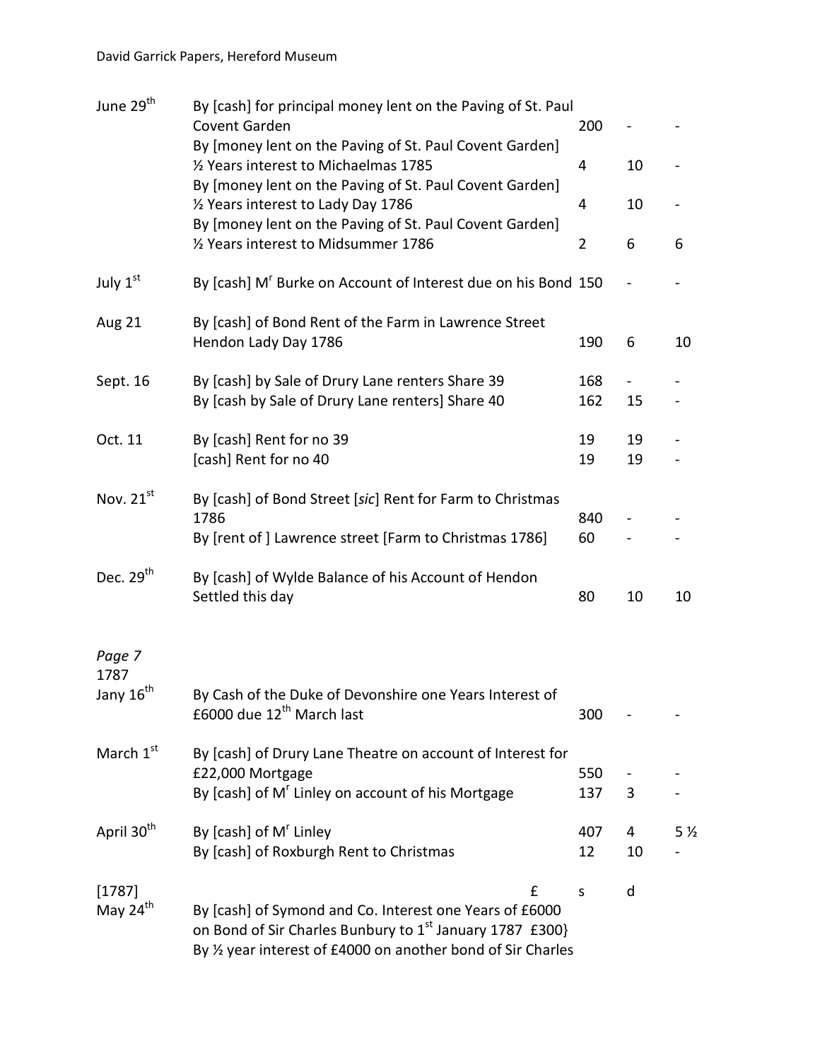| Date | Entry | £ | s | d |
|---|---|---|---|---|
| June 29th | By [cash] for principal money lent on the Paving of St. Paul Covent Garden | 200 | - | - |
| | By [money lent on the Paving of St. Paul Covent Garden] ½ Years interest to Michaelmas 1785 | 4 | 10 | - |
| | By [money lent on the Paving of St. Paul Covent Garden] ½ Years interest to Lady Day 1786 | 4 | 10 | - |
| | By [money lent on the Paving of St. Paul Covent Garden] ½ Years interest to Midsummer 1786 | 2 | 6 | 6 |
| July 1st | By [cash] Mr Burke on Account of Interest due on his Bond | 150 | - | - |
| Aug 21 | By [cash] of Bond Rent of the Farm in Lawrence Street Hendon Lady Day 1786 | 190 | 6 | 10 |
| Sept. 16 | By [cash] by Sale of Drury Lane renters Share 39 | 168 | - | - |
| | By [cash by Sale of Drury Lane renters] Share 40 | 162 | 15 | - |
| Oct. 11 | By [cash] Rent for no 39 | 19 | 19 | - |
| | [cash] Rent for no 40 | 19 | 19 | - |
| Nov. 21st | By [cash] of Bond Street [*sic*] Rent for Farm to Christmas 1786 | 840 | - | - |
| | By [rent of ] Lawrence street [Farm to Christmas 1786] | 60 | - | - |
| Dec. 29th | By [cash] of Wylde Balance of his Account of Hendon Settled this day | 80 | 10 | 10 |

*Page 7*

| Date | Entry | £ | s | d |
|---|---|---|---|---|
| 1787 Jany 16th | By Cash of the Duke of Devonshire one Years Interest of £6000 due 12th March last | 300 | - | - |
| March 1st | By [cash] of Drury Lane Theatre on account of Interest for £22,000 Mortgage | 550 | - | - |
| | By [cash] of Mr Linley on account of his Mortgage | 137 | 3 | - |
| April 30th | By [cash] of Mr Linley | 407 | 4 | 5 ½ |
| | By [cash] of Roxburgh Rent to Christmas | 12 | 10 | - |

| Date | Entry | £ | s | d |
|---|---|---|---|---|
| [1787] May 24th | By [cash] of Symond and Co. Interest one Years of £6000 on Bond of Sir Charles Bunbury to 1st January 1787 £300} By ½ year interest of £4000 on another bond of Sir Charles | | | |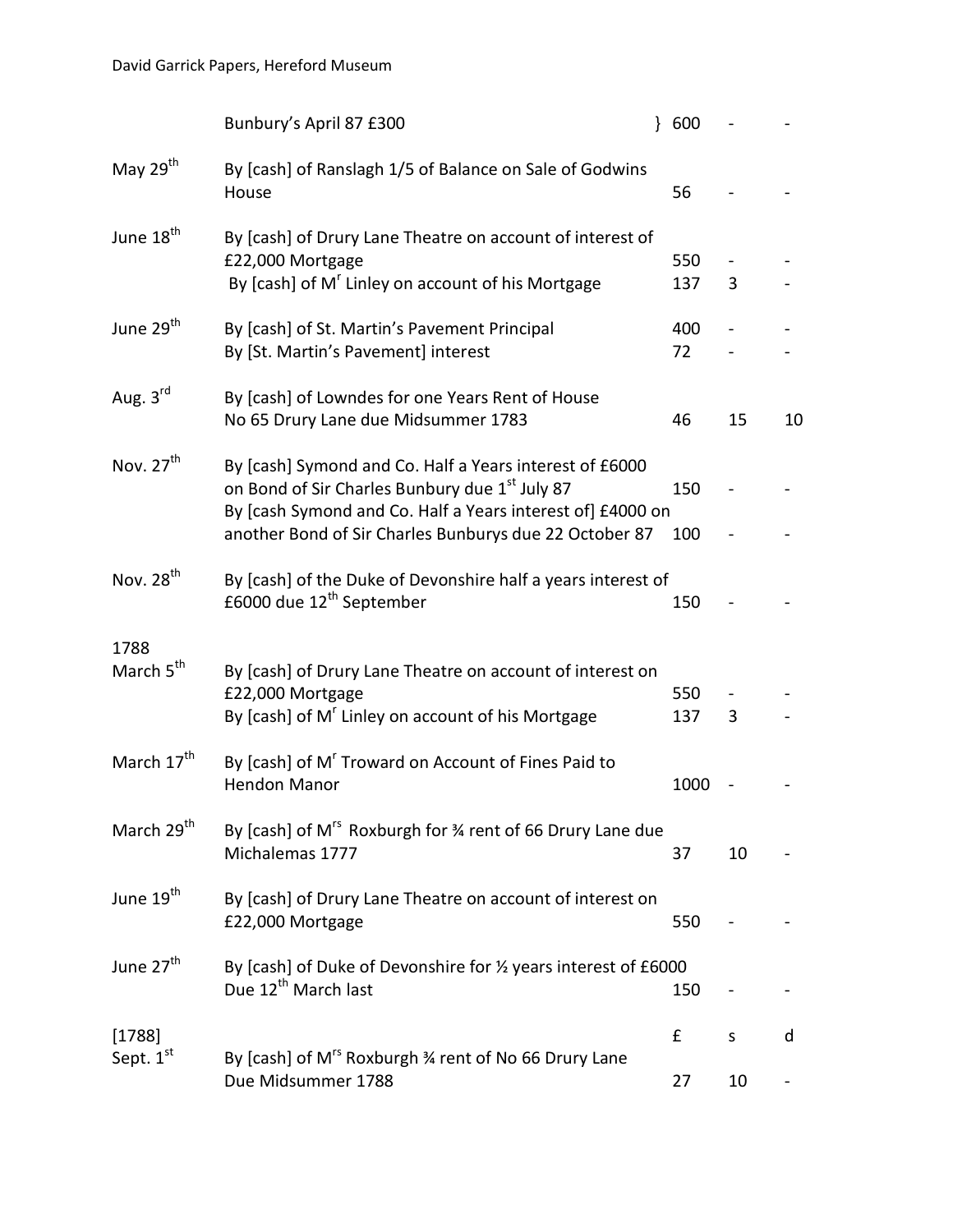| | | £ | s | d |
|---|---|---|---|---|
| | Bunbury's April 87 £300 } | 600 | - | - |
| May 29th | By [cash] of Ranslagh 1/5 of Balance on Sale of Godwins House | 56 | - | - |
| June 18th | By [cash] of Drury Lane Theatre on account of interest of £22,000 Mortgage | 550 | - | - |
| | By [cash] of Mr Linley on account of his Mortgage | 137 | 3 | - |
| June 29th | By [cash] of St. Martin's Pavement Principal | 400 | - | - |
| | By [St. Martin's Pavement] interest | 72 | - | - |
| Aug. 3rd | By [cash] of Lowndes for one Years Rent of House No 65 Drury Lane due Midsummer 1783 | 46 | 15 | 10 |
| Nov. 27th | By [cash] Symond and Co. Half a Years interest of £6000 on Bond of Sir Charles Bunbury due 1st July 87 | 150 | - | - |
| | By [cash Symond and Co. Half a Years interest of] £4000 on another Bond of Sir Charles Bunburys due 22 October 87 | 100 | - | - |
| Nov. 28th | By [cash] of the Duke of Devonshire half a years interest of £6000 due 12th September | 150 | - | - |
| 1788 March 5th | By [cash] of Drury Lane Theatre on account of interest on £22,000 Mortgage | 550 | - | - |
| | By [cash] of Mr Linley on account of his Mortgage | 137 | 3 | - |
| March 17th | By [cash] of Mr Troward on Account of Fines Paid to Hendon Manor | 1000 | - | - |
| March 29th | By [cash] of Mrs Roxburgh for ¾ rent of 66 Drury Lane due Michalemas 1777 | 37 | 10 | - |
| June 19th | By [cash] of Drury Lane Theatre on account of interest on £22,000 Mortgage | 550 | - | - |
| June 27th | By [cash] of Duke of Devonshire for ½ years interest of £6000 Due 12th March last | 150 | - | - |
| [1788] | | £ | s | d |
| Sept. 1st | By [cash] of Mrs Roxburgh ¾ rent of No 66 Drury Lane Due Midsummer 1788 | 27 | 10 | - |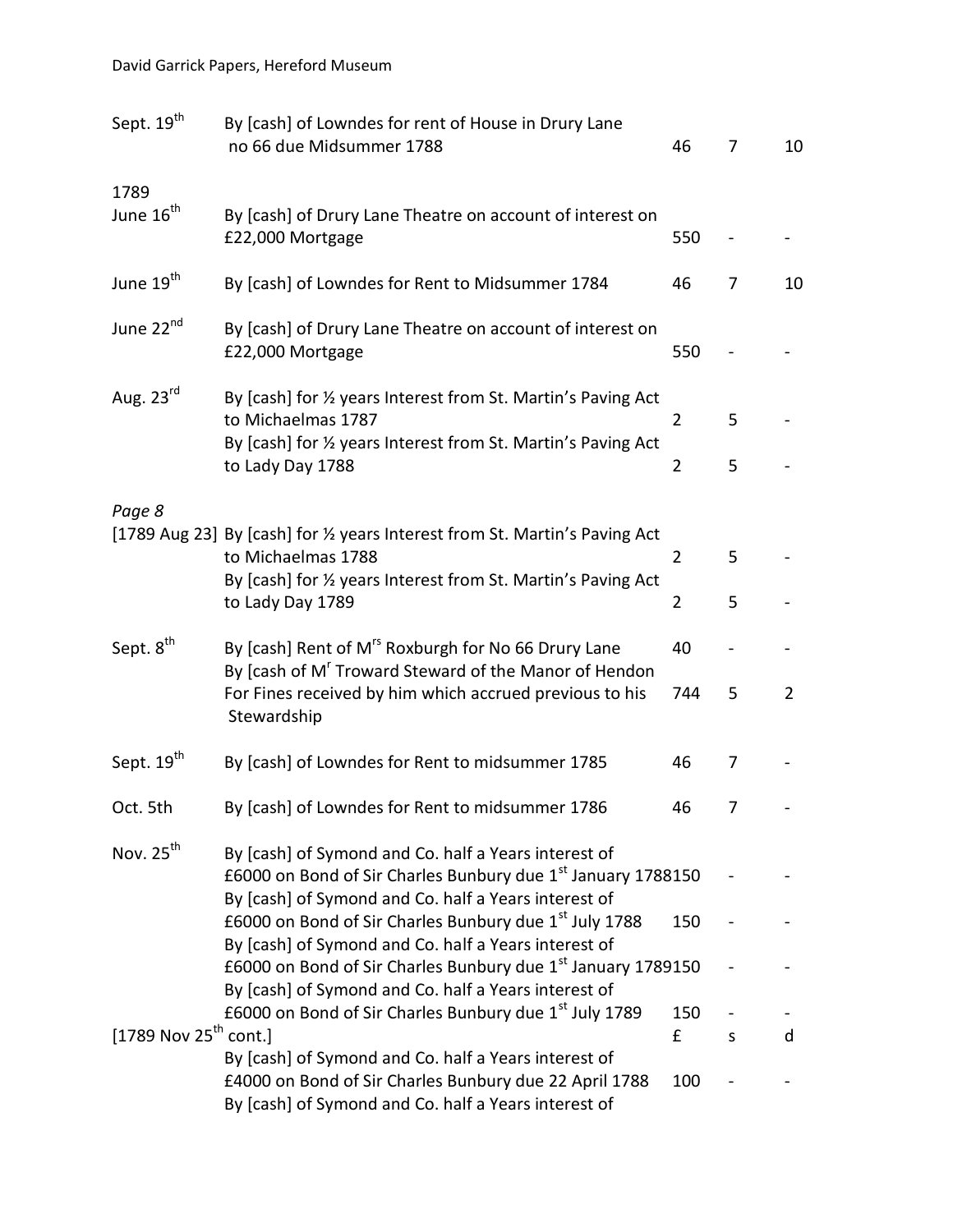| | | | | |
|---|---|---|---|---|
| Sept. 19th | By [cash] of Lowndes for rent of House in Drury Lane no 66 due Midsummer 1788 | 46 | 7 | 10 |
| 1789 June 16th | By [cash] of Drury Lane Theatre on account of interest on £22,000 Mortgage | 550 | - | - |
| June 19th | By [cash] of Lowndes for Rent to Midsummer 1784 | 46 | 7 | 10 |
| June 22nd | By [cash] of Drury Lane Theatre on account of interest on £22,000 Mortgage | 550 | - | - |
| Aug. 23rd | By [cash] for ½ years Interest from St. Martin's Paving Act to Michaelmas 1787 | 2 | 5 | - |
| | By [cash] for ½ years Interest from St. Martin's Paving Act to Lady Day 1788 | 2 | 5 | - |

*Page 8*

| | | | | |
|---|---|---|---|---|
| [1789 Aug 23] | By [cash] for ½ years Interest from St. Martin's Paving Act to Michaelmas 1788 | 2 | 5 | - |
| | By [cash] for ½ years Interest from St. Martin's Paving Act to Lady Day 1789 | 2 | 5 | - |
| Sept. 8th | By [cash] Rent of Mrs Roxburgh for No 66 Drury Lane | 40 | - | - |
| | By [cash of Mr Troward Steward of the Manor of Hendon For Fines received by him which accrued previous to his Stewardship | 744 | 5 | 2 |
| Sept. 19th | By [cash] of Lowndes for Rent to midsummer 1785 | 46 | 7 | - |
| Oct. 5th | By [cash] of Lowndes for Rent to midsummer 1786 | 46 | 7 | - |
| Nov. 25th | By [cash] of Symond and Co. half a Years interest of £6000 on Bond of Sir Charles Bunbury due 1st January 1788 | 150 | - | - |
| | By [cash] of Symond and Co. half a Years interest of £6000 on Bond of Sir Charles Bunbury due 1st July 1788 | 150 | - | - |
| | By [cash] of Symond and Co. half a Years interest of £6000 on Bond of Sir Charles Bunbury due 1st January 1789 | 150 | - | - |
| | By [cash] of Symond and Co. half a Years interest of £6000 on Bond of Sir Charles Bunbury due 1st July 1789 | 150 | - | - |
| [1789 Nov 25th cont.] | | £ | s | d |
| | By [cash] of Symond and Co. half a Years interest of £4000 on Bond of Sir Charles Bunbury due 22 April 1788 | 100 | - | - |
| | By [cash] of Symond and Co. half a Years interest of | | | |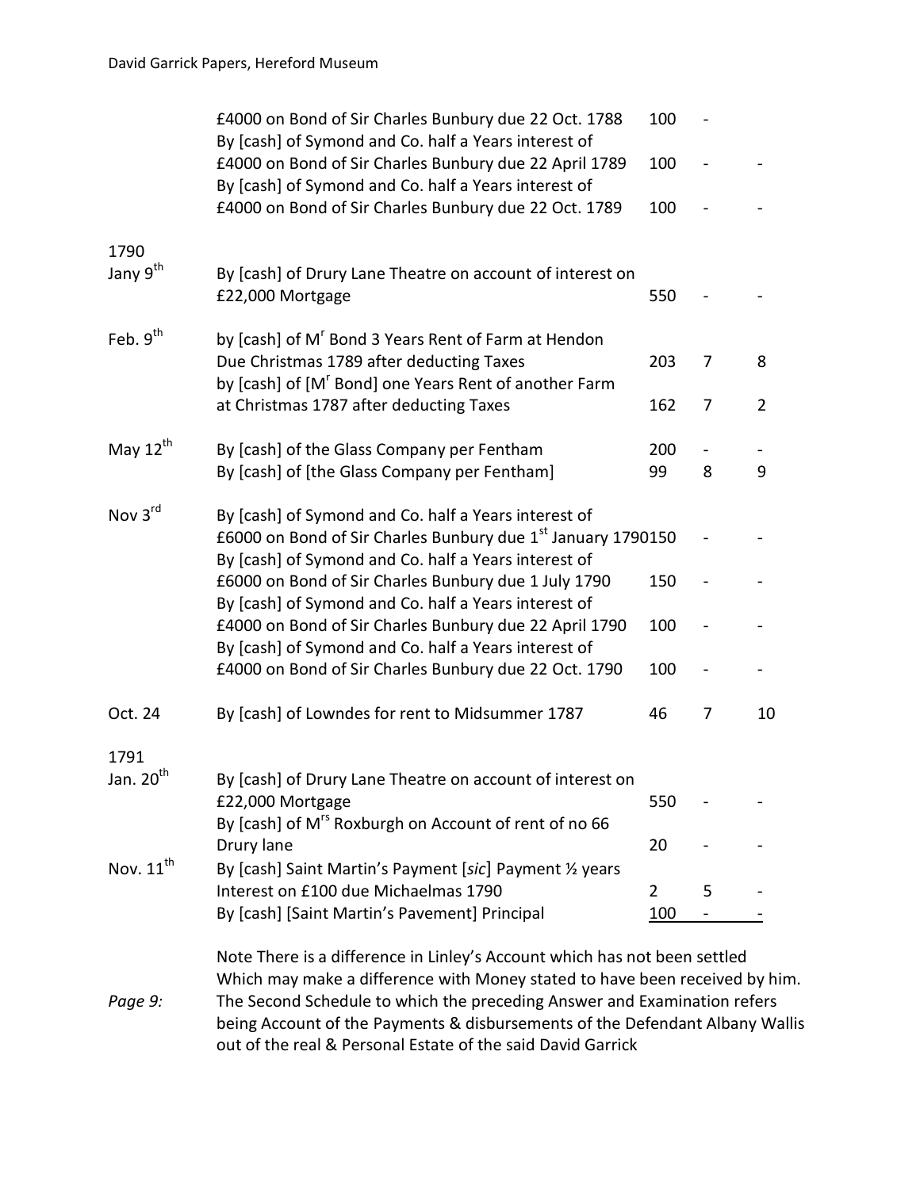| | | | | |
|---|---|---|---|---|
| | £4000 on Bond of Sir Charles Bunbury due 22 Oct. 1788 | 100 | - | |
| | By [cash] of Symond and Co. half a Years interest of £4000 on Bond of Sir Charles Bunbury due 22 April 1789 | 100 | - | - |
| | By [cash] of Symond and Co. half a Years interest of £4000 on Bond of Sir Charles Bunbury due 22 Oct. 1789 | 100 | - | - |
| 1790 | | | | |
| Jany 9th | By [cash] of Drury Lane Theatre on account of interest on £22,000 Mortgage | 550 | - | - |
| Feb. 9th | by [cash] of Mr Bond 3 Years Rent of Farm at Hendon Due Christmas 1789 after deducting Taxes | 203 | 7 | 8 |
| | by [cash] of [Mr Bond] one Years Rent of another Farm at Christmas 1787 after deducting Taxes | 162 | 7 | 2 |
| May 12th | By [cash] of the Glass Company per Fentham | 200 | - | - |
| | By [cash] of [the Glass Company per Fentham] | 99 | 8 | 9 |
| Nov 3rd | By [cash] of Symond and Co. half a Years interest of £6000 on Bond of Sir Charles Bunbury due 1st January 1790 | 150 | - | - |
| | By [cash] of Symond and Co. half a Years interest of £6000 on Bond of Sir Charles Bunbury due 1 July 1790 | 150 | - | - |
| | By [cash] of Symond and Co. half a Years interest of £4000 on Bond of Sir Charles Bunbury due 22 April 1790 | 100 | - | - |
| | By [cash] of Symond and Co. half a Years interest of £4000 on Bond of Sir Charles Bunbury due 22 Oct. 1790 | 100 | - | - |
| Oct. 24 | By [cash] of Lowndes for rent to Midsummer 1787 | 46 | 7 | 10 |
| 1791 | | | | |
| Jan. 20th | By [cash] of Drury Lane Theatre on account of interest on £22,000 Mortgage | 550 | - | - |
| | By [cash] of Mrs Roxburgh on Account of rent of no 66 Drury lane | 20 | - | - |
| Nov. 11th | By [cash] Saint Martin's Payment [*sic*] Payment ½ years Interest on £100 due Michaelmas 1790 | 2 | 5 | - |
| | By [cash] [Saint Martin's Pavement] Principal | 100 | - | - |

Note There is a difference in Linley's Account which has not been settled Which may make a difference with Money stated to have been received by him.

*Page 9:* The Second Schedule to which the preceding Answer and Examination refers being Account of the Payments & disbursements of the Defendant Albany Wallis out of the real & Personal Estate of the said David Garrick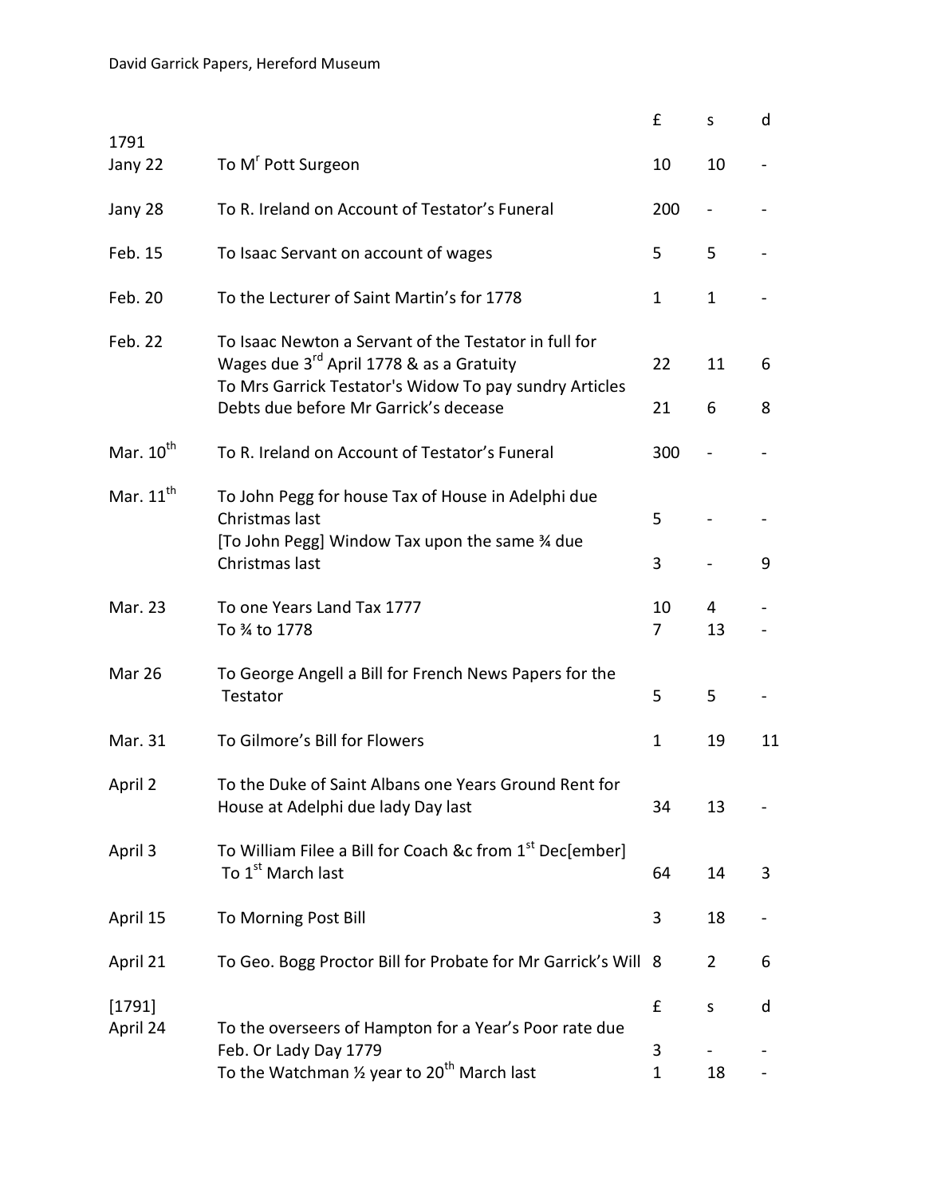| | | £ | s | d |
|---|---|---|---|---|
| 1791 | | | | |
| Jany 22 | To M[r] Pott Surgeon | 10 | 10 | - |
| Jany 28 | To R. Ireland on Account of Testator's Funeral | 200 | - | - |
| Feb. 15 | To Isaac Servant on account of wages | 5 | 5 | - |
| Feb. 20 | To the Lecturer of Saint Martin's for 1778 | 1 | 1 | - |
| Feb. 22 | To Isaac Newton a Servant of the Testator in full for Wages due 3rd April 1778 & as a Gratuity | 22 | 11 | 6 |
| | To Mrs Garrick Testator's Widow To pay sundry Articles Debts due before Mr Garrick's decease | 21 | 6 | 8 |
| Mar. 10th | To R. Ireland on Account of Testator's Funeral | 300 | - | - |
| Mar. 11th | To John Pegg for house Tax of House in Adelphi due Christmas last | 5 | - | - |
| | [To John Pegg] Window Tax upon the same ¾ due Christmas last | 3 | - | 9 |
| Mar. 23 | To one Years Land Tax 1777 | 10 | 4 | - |
| | To ¾ to 1778 | 7 | 13 | - |
| Mar 26 | To George Angell a Bill for French News Papers for the Testator | 5 | 5 | - |
| Mar. 31 | To Gilmore's Bill for Flowers | 1 | 19 | 11 |
| April 2 | To the Duke of Saint Albans one Years Ground Rent for House at Adelphi due lady Day last | 34 | 13 | - |
| April 3 | To William Filee a Bill for Coach &c from 1st Dec[ember] To 1st March last | 64 | 14 | 3 |
| April 15 | To Morning Post Bill | 3 | 18 | - |
| April 21 | To Geo. Bogg Proctor Bill for Probate for Mr Garrick's Will | 8 | 2 | 6 |

| | | £ | s | d |
|---|---|---|---|---|
| [1791] | | | | |
| April 24 | To the overseers of Hampton for a Year's Poor rate due Feb. Or Lady Day 1779 | 3 | - | - |
| | To the Watchman ½ year to 20th March last | 1 | 18 | - |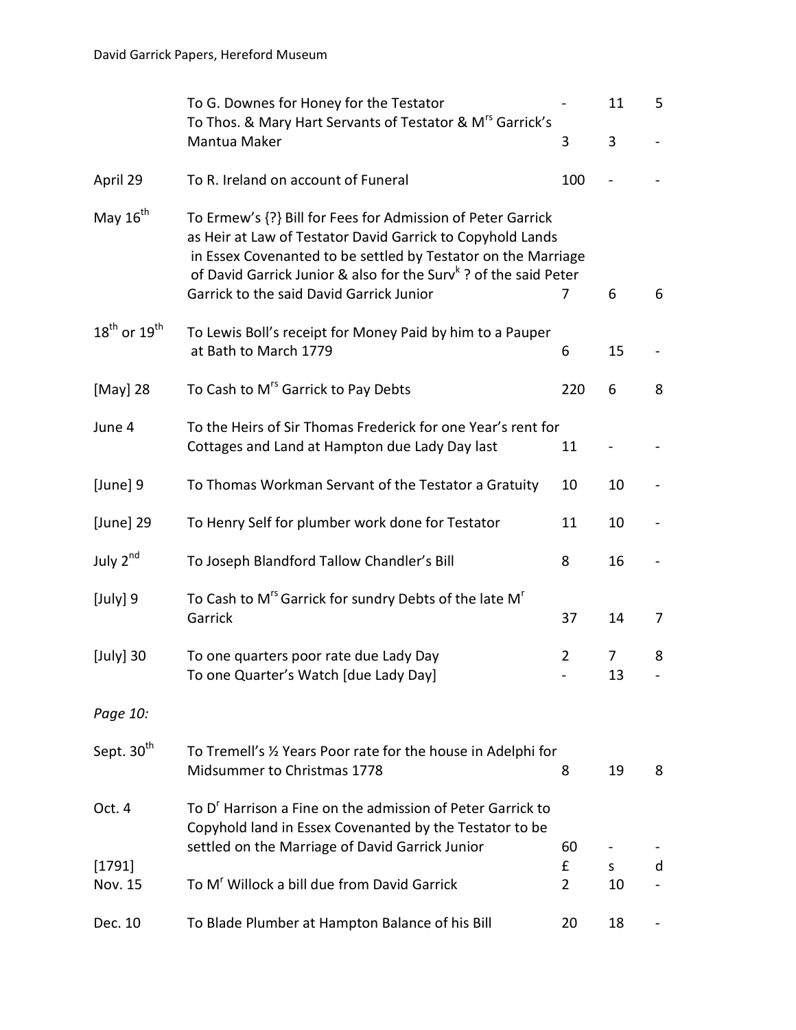| | | | | |
|---|---|---|---|---|
| | To G. Downes for Honey for the Testator | - | 11 | 5 |
| | To Thos. & Mary Hart Servants of Testator & M[rs] Garrick's Mantua Maker | 3 | 3 | - |
| April 29 | To R. Ireland on account of Funeral | 100 | - | - |
| May 16[th] | To Ermew's {?} Bill for Fees for Admission of Peter Garrick as Heir at Law of Testator David Garrick to Copyhold Lands in Essex Covenanted to be settled by Testator on the Marriage of David Garrick Junior & also for the Surv[k] ? of the said Peter Garrick to the said David Garrick Junior | 7 | 6 | 6 |
| 18[th] or 19[th] | To Lewis Boll's receipt for Money Paid by him to a Pauper at Bath to March 1779 | 6 | 15 | - |
| [May] 28 | To Cash to M[rs] Garrick to Pay Debts | 220 | 6 | 8 |
| June 4 | To the Heirs of Sir Thomas Frederick for one Year's rent for Cottages and Land at Hampton due Lady Day last | 11 | - | - |
| [June] 9 | To Thomas Workman Servant of the Testator a Gratuity | 10 | 10 | - |
| [June] 29 | To Henry Self for plumber work done for Testator | 11 | 10 | - |
| July 2[nd] | To Joseph Blandford Tallow Chandler's Bill | 8 | 16 | - |
| [July] 9 | To Cash to M[rs] Garrick for sundry Debts of the late M[r] Garrick | 37 | 14 | 7 |
| [July] 30 | To one quarters poor rate due Lady Day | 2 | 7 | 8 |
| | To one Quarter's Watch [due Lady Day] | - | 13 | - |

*Page 10:*

| | | | | |
|---|---|---|---|---|
| Sept. 30[th] | To Tremell's ½ Years Poor rate for the house in Adelphi for Midsummer to Christmas 1778 | 8 | 19 | 8 |
| Oct. 4 | To D[r] Harrison a Fine on the admission of Peter Garrick to Copyhold land in Essex Covenanted by the Testator to be settled on the Marriage of David Garrick Junior | 60 | - | - |
| [1791] | | £ | s | d |
| Nov. 15 | To M[r] Willock a bill due from David Garrick | 2 | 10 | - |
| Dec. 10 | To Blade Plumber at Hampton Balance of his Bill | 20 | 18 | - |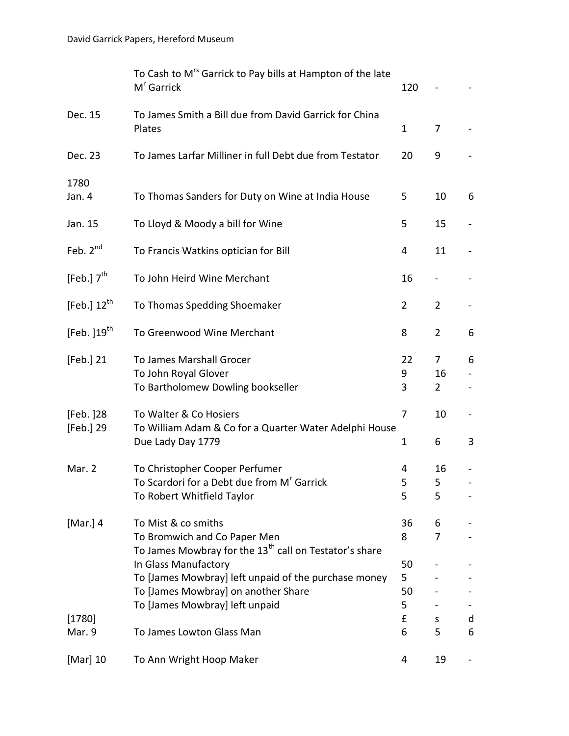| | | | | |
|---|---|---|---|---|
| | To Cash to M[rs] Garrick to Pay bills at Hampton of the late M[r] Garrick | 120 | - | - |
| Dec. 15 | To James Smith a Bill due from David Garrick for China Plates | 1 | 7 | - |
| Dec. 23 | To James Larfar Milliner in full Debt due from Testator | 20 | 9 | - |
| 1780 Jan. 4 | To Thomas Sanders for Duty on Wine at India House | 5 | 10 | 6 |
| Jan. 15 | To Lloyd & Moody a bill for Wine | 5 | 15 | - |
| Feb. 2[nd] | To Francis Watkins optician for Bill | 4 | 11 | - |
| [Feb.] 7[th] | To John Heird Wine Merchant | 16 | - | - |
| [Feb.] 12[th] | To Thomas Spedding Shoemaker | 2 | 2 | - |
| [Feb. ]19[th] | To Greenwood Wine Merchant | 8 | 2 | 6 |
| [Feb.] 21 | To James Marshall Grocer | 22 | 7 | 6 |
| | To John Royal Glover | 9 | 16 | - |
| | To Bartholomew Dowling bookseller | 3 | 2 | - |
| [Feb. ]28 | To Walter & Co Hosiers | 7 | 10 | - |
| [Feb.] 29 | To William Adam & Co for a Quarter Water Adelphi House Due Lady Day 1779 | 1 | 6 | 3 |
| Mar. 2 | To Christopher Cooper Perfumer | 4 | 16 | - |
| | To Scardori for a Debt due from M[r] Garrick | 5 | 5 | - |
| | To Robert Whitfield Taylor | 5 | 5 | - |
| [Mar.] 4 | To Mist & co smiths | 36 | 6 | - |
| | To Bromwich and Co Paper Men | 8 | 7 | - |
| | To James Mowbray for the 13[th] call on Testator's share In Glass Manufactory | 50 | - | - |
| | To [James Mowbray] left unpaid of the purchase money | 5 | - | - |
| | To [James Mowbray] on another Share | 50 | - | - |
| | To [James Mowbray] left unpaid | 5 | - | - |
| [1780] | | £ | s | d |
| Mar. 9 | To James Lowton Glass Man | 6 | 5 | 6 |
| [Mar] 10 | To Ann Wright Hoop Maker | 4 | 19 | - |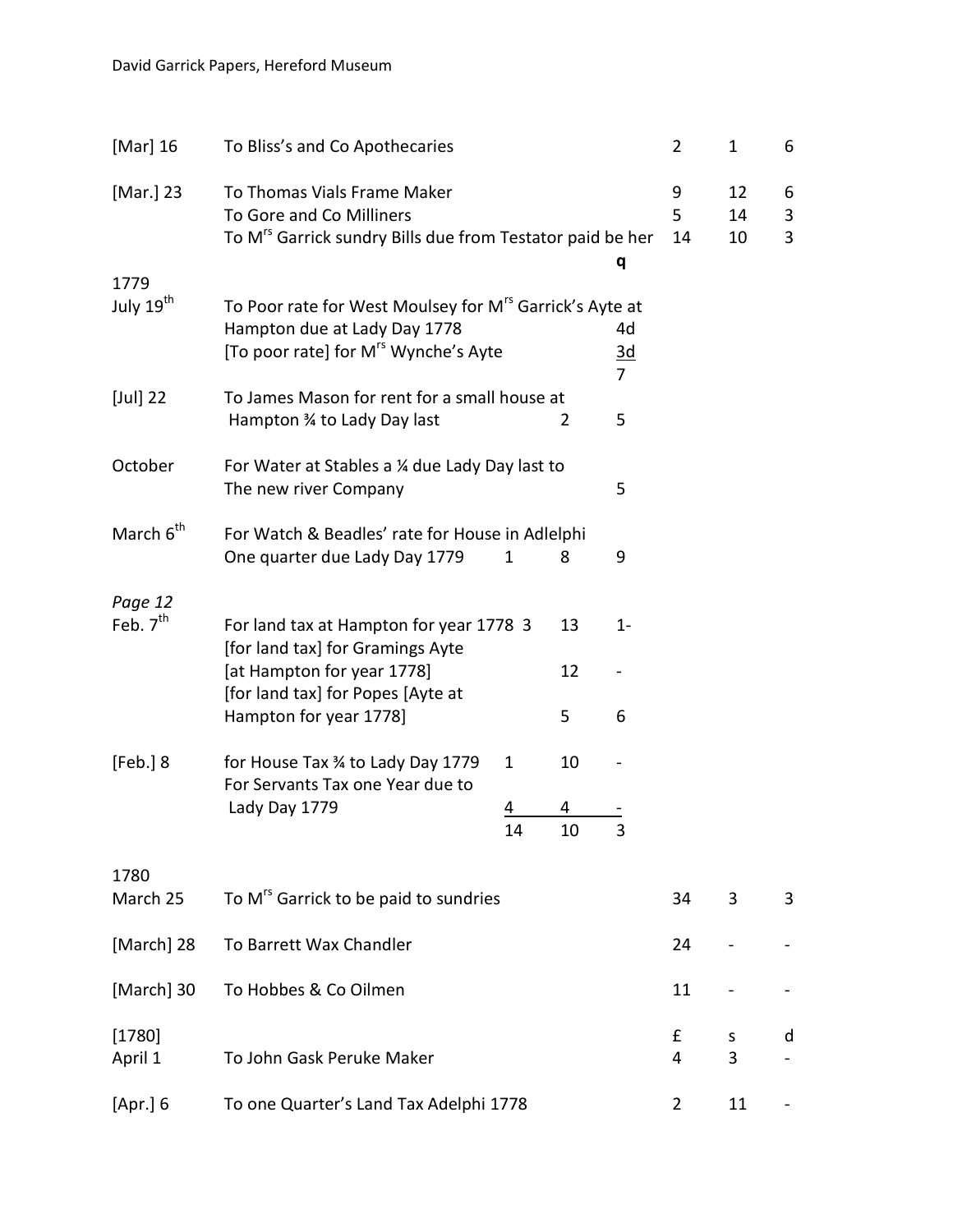| | | | | | £ | s | d |
|---|---|---|---|---|---|---|---|
| [Mar] 16 | To Bliss's and Co Apothecaries | | | | 2 | 1 | 6 |
| [Mar.] 23 | To Thomas Vials Frame Maker | | | | 9 | 12 | 6 |
| | To Gore and Co Milliners | | | | 5 | 14 | 3 |
| | To M^rs Garrick sundry Bills due from Testator paid be her | | | q | 14 | 10 | 3 |
| 1779 July 19th | To Poor rate for West Moulsey for M^rs Garrick's Ayte at Hampton due at Lady Day 1778 | | | 4d | | | |
| | [To poor rate] for M^rs Wynche's Ayte | | | 3d | | | |
| | | | | 7 | | | |
| [Jul] 22 | To James Mason for rent for a small house at Hampton ¾ to Lady Day last | | 2 | 5 | | | |
| October | For Water at Stables a ¼ due Lady Day last to The new river Company | | | 5 | | | |
| March 6th | For Watch & Beadles' rate for House in Adlelphi One quarter due Lady Day 1779 | 1 | 8 | 9 | | | |
| *Page 12* Feb. 7th | For land tax at Hampton for year 1778 | 3 | 13 | 1- | | | |
| | [for land tax] for Gramings Ayte [at Hampton for year 1778] | | 12 | - | | | |
| | [for land tax] for Popes [Ayte at Hampton for year 1778] | | 5 | 6 | | | |
| [Feb.] 8 | for House Tax ¾ to Lady Day 1779 | 1 | 10 | - | | | |
| | For Servants Tax one Year due to Lady Day 1779 | 4 | 4 | - | | | |
| | | 14 | 10 | 3 | | | |
| 1780 March 25 | To M^rs Garrick to be paid to sundries | | | | 34 | 3 | 3 |
| [March] 28 | To Barrett Wax Chandler | | | | 24 | - | - |
| [March] 30 | To Hobbes & Co Oilmen | | | | 11 | - | - |
| [1780] | | | | | £ | s | d |
| April 1 | To John Gask Peruke Maker | | | | 4 | 3 | - |
| [Apr.] 6 | To one Quarter's Land Tax Adelphi 1778 | | | | 2 | 11 | - |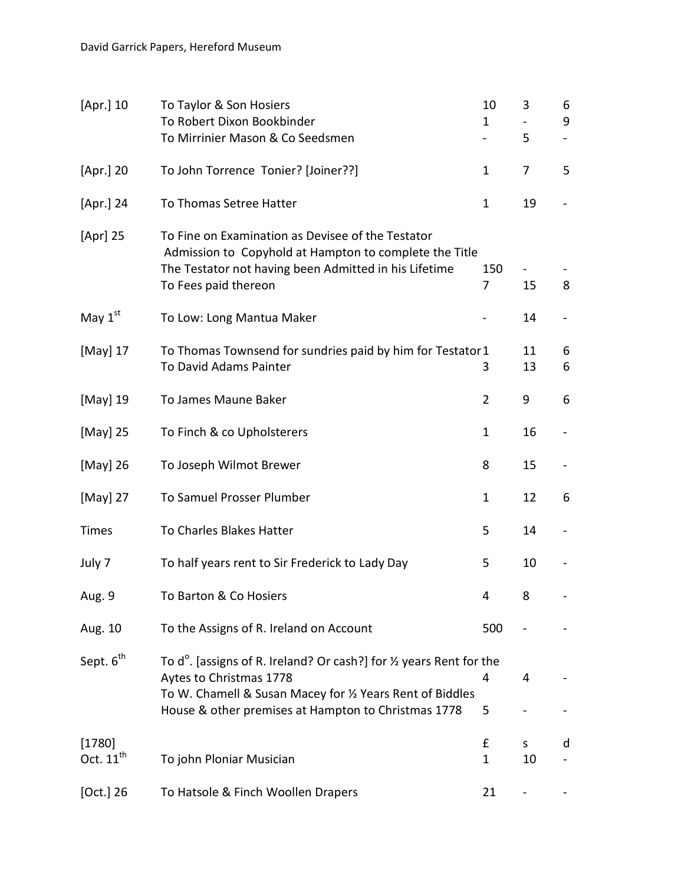| | | | | |
|---|---|---|---|---|
| [Apr.] 10 | To Taylor & Son Hosiers | 10 | 3 | 6 |
| | To Robert Dixon Bookbinder | 1 | - | 9 |
| | To Mirrinier Mason & Co Seedsmen | - | 5 | - |
| [Apr.] 20 | To John Torrence Tonier? [Joiner??] | 1 | 7 | 5 |
| [Apr.] 24 | To Thomas Setree Hatter | 1 | 19 | - |
| [Apr] 25 | To Fine on Examination as Devisee of the Testator Admission to Copyhold at Hampton to complete the Title The Testator not having been Admitted in his Lifetime | 150 | - | - |
| | To Fees paid thereon | 7 | 15 | 8 |
| May 1st | To Low: Long Mantua Maker | - | 14 | - |
| [May] 17 | To Thomas Townsend for sundries paid by him for Testator | 1 | 11 | 6 |
| | To David Adams Painter | 3 | 13 | 6 |
| [May] 19 | To James Maune Baker | 2 | 9 | 6 |
| [May] 25 | To Finch & co Upholsterers | 1 | 16 | - |
| [May] 26 | To Joseph Wilmot Brewer | 8 | 15 | - |
| [May] 27 | To Samuel Prosser Plumber | 1 | 12 | 6 |
| Times | To Charles Blakes Hatter | 5 | 14 | - |
| July 7 | To half years rent to Sir Frederick to Lady Day | 5 | 10 | - |
| Aug. 9 | To Barton & Co Hosiers | 4 | 8 | - |
| Aug. 10 | To the Assigns of R. Ireland on Account | 500 | - | - |
| Sept. 6th | To d°. [assigns of R. Ireland? Or cash?] for ½ years Rent for the Aytes to Christmas 1778 | 4 | 4 | - |
| | To W. Chamell & Susan Macey for ½ Years Rent of Biddles House & other premises at Hampton to Christmas 1778 | 5 | - | - |
| [1780] | | £ | s | d |
| Oct. 11th | To john Ploniar Musician | 1 | 10 | - |
| [Oct.] 26 | To Hatsole & Finch Woollen Drapers | 21 | - | - |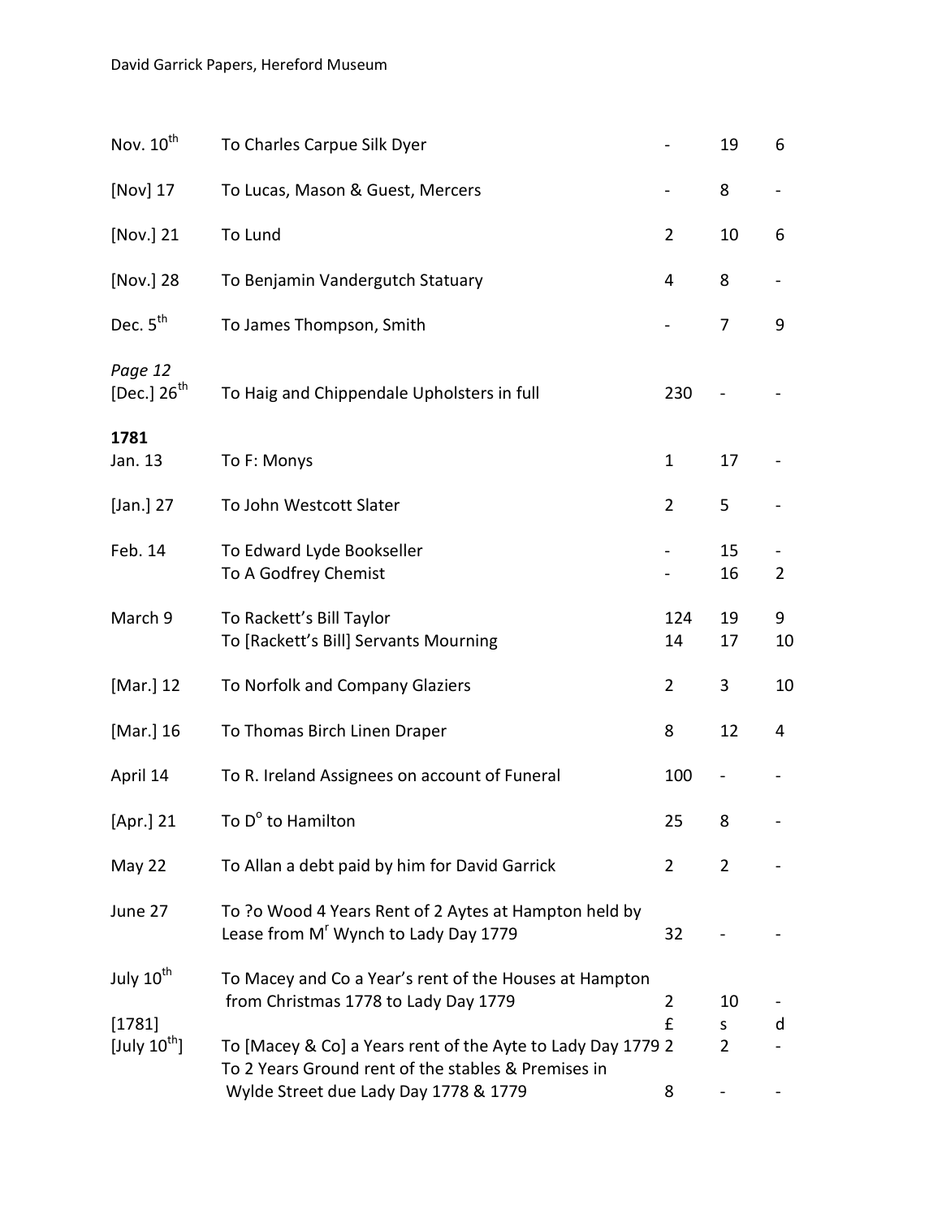| | | | | |
|---|---|---|---|---|
| Nov. 10th | To Charles Carpue Silk Dyer | - | 19 | 6 |
| [Nov] 17 | To Lucas, Mason & Guest, Mercers | - | 8 | - |
| [Nov.] 21 | To Lund | 2 | 10 | 6 |
| [Nov.] 28 | To Benjamin Vandergutch Statuary | 4 | 8 | - |
| Dec. 5th | To James Thompson, Smith | - | 7 | 9 |
| *Page 12* [Dec.] 26th | To Haig and Chippendale Upholsters in full | 230 | - | - |
| **1781** Jan. 13 | To F: Monys | 1 | 17 | - |
| [Jan.] 27 | To John Westcott Slater | 2 | 5 | - |
| Feb. 14 | To Edward Lyde Bookseller | - | 15 | - |
| | To A Godfrey Chemist | - | 16 | 2 |
| March 9 | To Rackett's Bill Taylor | 124 | 19 | 9 |
| | To [Rackett's Bill] Servants Mourning | 14 | 17 | 10 |
| [Mar.] 12 | To Norfolk and Company Glaziers | 2 | 3 | 10 |
| [Mar.] 16 | To Thomas Birch Linen Draper | 8 | 12 | 4 |
| April 14 | To R. Ireland Assignees on account of Funeral | 100 | - | - |
| [Apr.] 21 | To D° to Hamilton | 25 | 8 | - |
| May 22 | To Allan a debt paid by him for David Garrick | 2 | 2 | - |
| June 27 | To ?o Wood 4 Years Rent of 2 Aytes at Hampton held by Lease from Mr Wynch to Lady Day 1779 | 32 | - | - |
| July 10th | To Macey and Co a Year's rent of the Houses at Hampton from Christmas 1778 to Lady Day 1779 | 2 | 10 | - |
| [1781] | | £ | s | d |
| [July 10th] | To [Macey & Co] a Years rent of the Ayte to Lady Day 1779 | 2 | 2 | - |
| | To 2 Years Ground rent of the stables & Premises in Wylde Street due Lady Day 1778 & 1779 | 8 | - | - |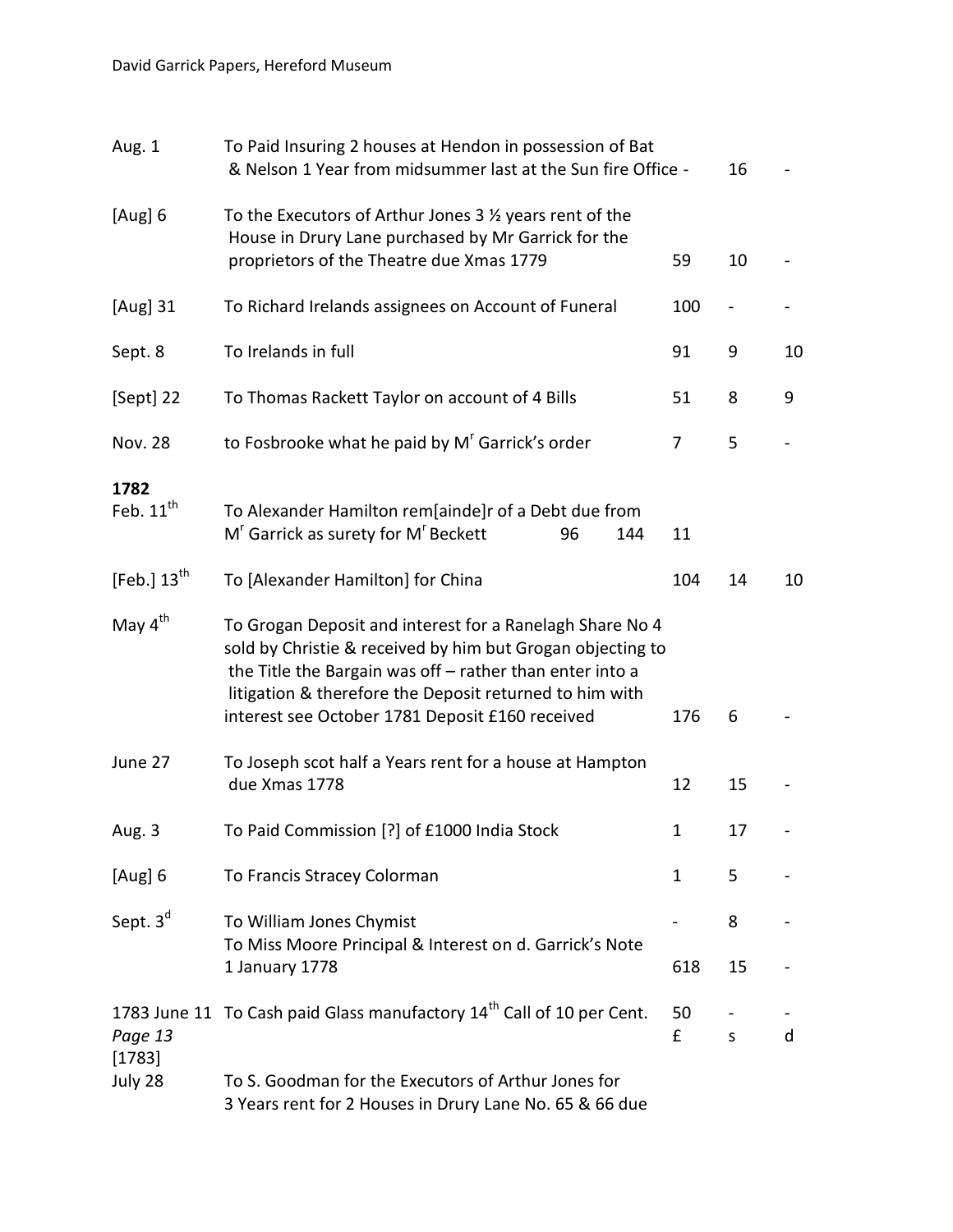| | | | | |
|---|---|---|---|---|
| Aug. 1 | To Paid Insuring 2 houses at Hendon in possession of Bat & Nelson 1 Year from midsummer last at the Sun fire Office - | | 16 | - |
| [Aug] 6 | To the Executors of Arthur Jones 3 ½ years rent of the House in Drury Lane purchased by Mr Garrick for the proprietors of the Theatre due Xmas 1779 | 59 | 10 | - |
| [Aug] 31 | To Richard Irelands assignees on Account of Funeral | 100 | - | - |
| Sept. 8 | To Irelands in full | 91 | 9 | 10 |
| [Sept] 22 | To Thomas Rackett Taylor on account of 4 Bills | 51 | 8 | 9 |
| Nov. 28 | to Fosbrooke what he paid by Mr Garrick's order | 7 | 5 | - |
| **1782** Feb. 11th | To Alexander Hamilton rem[ainde]r of a Debt due from Mr Garrick as surety for Mr Beckett 96 144 | 11 | | |
| [Feb.] 13th | To [Alexander Hamilton] for China | 104 | 14 | 10 |
| May 4th | To Grogan Deposit and interest for a Ranelagh Share No 4 sold by Christie & received by him but Grogan objecting to the Title the Bargain was off – rather than enter into a litigation & therefore the Deposit returned to him with interest see October 1781 Deposit £160 received | 176 | 6 | - |
| June 27 | To Joseph scot half a Years rent for a house at Hampton due Xmas 1778 | 12 | 15 | - |
| Aug. 3 | To Paid Commission [?] of £1000 India Stock | 1 | 17 | - |
| [Aug] 6 | To Francis Stracey Colorman | 1 | 5 | - |
| Sept. 3d | To William Jones Chymist | - | 8 | - |
| | To Miss Moore Principal & Interest on d. Garrick's Note 1 January 1778 | 618 | 15 | - |
| 1783 June 11 | To Cash paid Glass manufactory 14th Call of 10 per Cent. | 50 | - | - |
| *Page 13* | | £ | s | d |
| [1783] July 28 | To S. Goodman for the Executors of Arthur Jones for 3 Years rent for 2 Houses in Drury Lane No. 65 & 66 due | | | |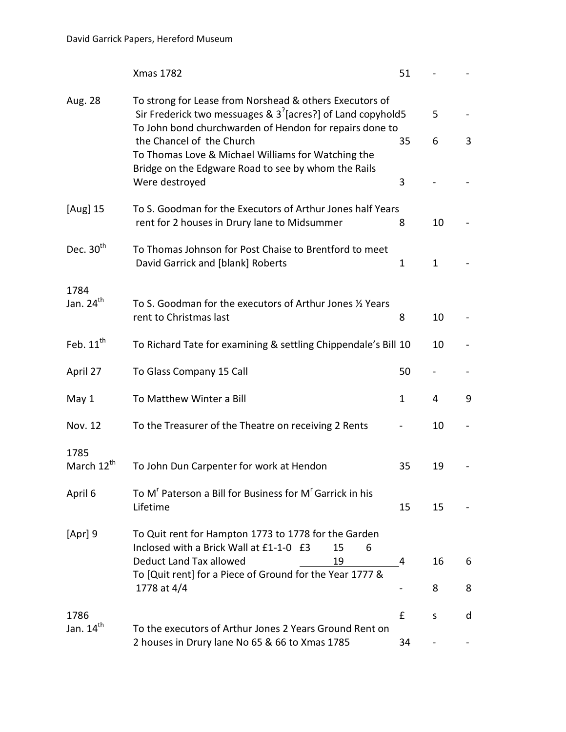| | | | | |
|---|---|---|---|---|
| | Xmas 1782 | 51 | - | - |
| Aug. 28 | To strong for Lease from Norshead & others Executors of Sir Frederick two messuages & 3[?][acres?] of Land copyhold | 5 | 5 | - |
| | To John bond churchwarden of Hendon for repairs done to the Chancel of the Church | 35 | 6 | 3 |
| | To Thomas Love & Michael Williams for Watching the Bridge on the Edgware Road to see by whom the Rails Were destroyed | 3 | - | - |
| [Aug] 15 | To S. Goodman for the Executors of Arthur Jones half Years rent for 2 houses in Drury lane to Midsummer | 8 | 10 | - |
| Dec. 30th | To Thomas Johnson for Post Chaise to Brentford to meet David Garrick and [blank] Roberts | 1 | 1 | - |
| 1784 Jan. 24th | To S. Goodman for the executors of Arthur Jones ½ Years rent to Christmas last | 8 | 10 | - |
| Feb. 11th | To Richard Tate for examining & settling Chippendale's Bill | 10 | 10 | - |
| April 27 | To Glass Company 15 Call | 50 | - | - |
| May 1 | To Matthew Winter a Bill | 1 | 4 | 9 |
| Nov. 12 | To the Treasurer of the Theatre on receiving 2 Rents | - | 10 | - |
| 1785 March 12th | To John Dun Carpenter for work at Hendon | 35 | 19 | - |
| April 6 | To Mr Paterson a Bill for Business for Mr Garrick in his Lifetime | 15 | 15 | - |
| [Apr] 9 | To Quit rent for Hampton 1773 to 1778 for the Garden Inclosed with a Brick Wall at £1-1-0 £3 15 6; Deduct Land Tax allowed 19 | 4 | 16 | 6 |
| | To [Quit rent] for a Piece of Ground for the Year 1777 & 1778 at 4/4 | - | 8 | 8 |
| 1786 | | £ | s | d |
| Jan. 14th | To the executors of Arthur Jones 2 Years Ground Rent on 2 houses in Drury lane No 65 & 66 to Xmas 1785 | 34 | - | - |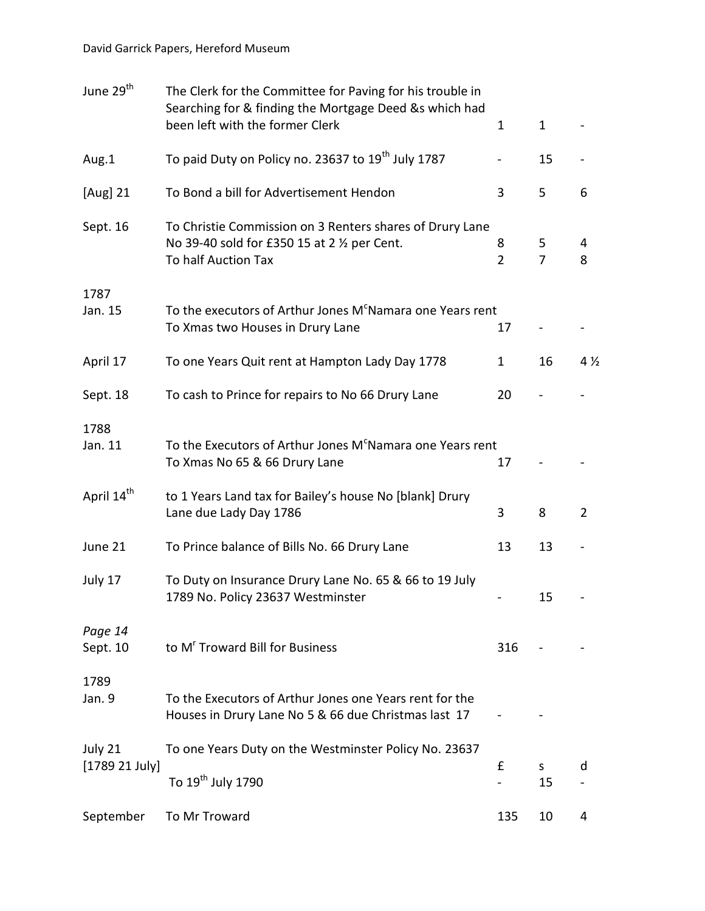| Date | Entry | £ | s | d |
|---|---|---|---|---|
| June 29th | The Clerk for the Committee for Paving for his trouble in Searching for & finding the Mortgage Deed &s which had been left with the former Clerk | 1 | 1 | - |
| Aug.1 | To paid Duty on Policy no. 23637 to 19th July 1787 | - | 15 | - |
| [Aug] 21 | To Bond a bill for Advertisement Hendon | 3 | 5 | 6 |
| Sept. 16 | To Christie Commission on 3 Renters shares of Drury Lane No 39-40 sold for £350 15 at 2 ½ per Cent. | 8 | 5 | 4 |
| | To half Auction Tax | 2 | 7 | 8 |
| 1787 | | | | |
| Jan. 15 | To the executors of Arthur Jones M^c^Namara one Years rent To Xmas two Houses in Drury Lane | 17 | - | - |
| April 17 | To one Years Quit rent at Hampton Lady Day 1778 | 1 | 16 | 4 ½ |
| Sept. 18 | To cash to Prince for repairs to No 66 Drury Lane | 20 | - | - |
| 1788 | | | | |
| Jan. 11 | To the Executors of Arthur Jones M^c^Namara one Years rent To Xmas No 65 & 66 Drury Lane | 17 | - | - |
| April 14th | to 1 Years Land tax for Bailey's house No [blank] Drury Lane due Lady Day 1786 | 3 | 8 | 2 |
| June 21 | To Prince balance of Bills No. 66 Drury Lane | 13 | 13 | - |
| July 17 | To Duty on Insurance Drury Lane No. 65 & 66 to 19 July 1789 No. Policy 23637 Westminster | - | 15 | - |
| *Page 14* | | | | |
| Sept. 10 | to M^r^ Troward Bill for Business | 316 | - | - |
| 1789 | | | | |
| Jan. 9 | To the Executors of Arthur Jones one Years rent for the Houses in Drury Lane No 5 & 66 due Christmas last 17 | - | - | |
| July 21 [1789 21 July] | To one Years Duty on the Westminster Policy No. 23637 | £ | s | d |
| | To 19th July 1790 | - | 15 | - |
| September | To Mr Troward | 135 | 10 | 4 |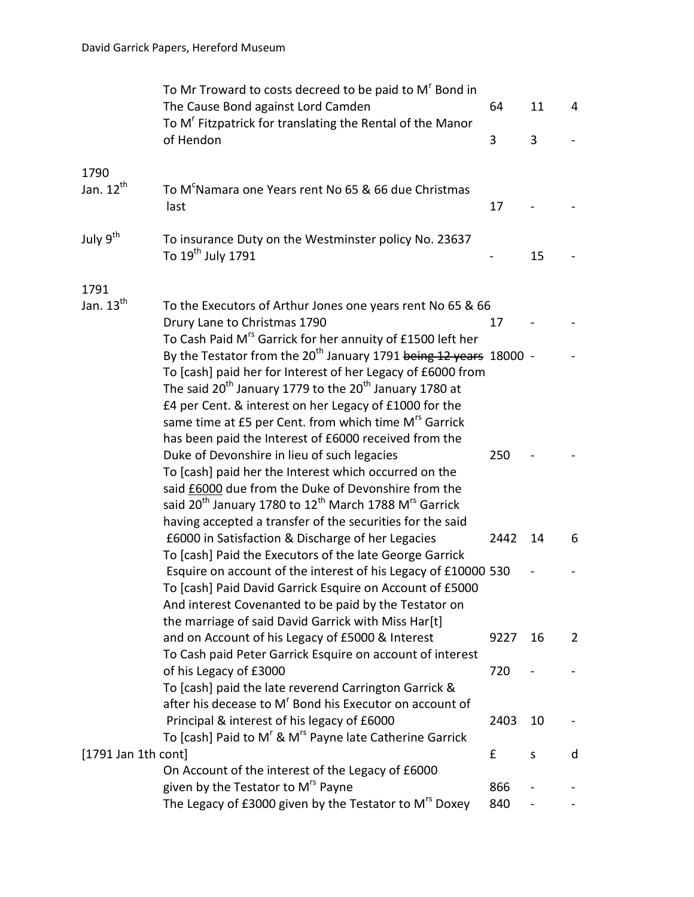| | | £ | s | d |
|---|---|---|---|---|
| | To Mr Troward to costs decreed to be paid to M^r Bond in The Cause Bond against Lord Camden | 64 | 11 | 4 |
| | To M^r Fitzpatrick for translating the Rental of the Manor of Hendon | 3 | 3 | - |
| 1790 Jan. 12^th | To M^cNamara one Years rent No 65 & 66 due Christmas last | 17 | - | - |
| July 9^th | To insurance Duty on the Westminster policy No. 23637 To 19^th July 1791 | - | 15 | - |
| 1791 Jan. 13^th | To the Executors of Arthur Jones one years rent No 65 & 66 Drury Lane to Christmas 1790 | 17 | - | - |
| | To Cash Paid M^rs Garrick for her annuity of £1500 left her By the Testator from the 20^th January 1791 ~~being 12 years~~ | 18000 | - | - |
| | To [cash] paid her for Interest of her Legacy of £6000 from The said 20^th January 1779 to the 20^th January 1780 at £4 per Cent. & interest on her Legacy of £1000 for the same time at £5 per Cent. from which time M^rs Garrick has been paid the Interest of £6000 received from the Duke of Devonshire in lieu of such legacies | 250 | - | - |
| | To [cash] paid her the Interest which occurred on the said <u>£6000</u> due from the Duke of Devonshire from the said <u>20^th</u> January 1780 to 12^th March 1788 M^rs Garrick having accepted a transfer of the securities for the said £6000 in Satisfaction & Discharge of her Legacies | 2442 | 14 | 6 |
| | To [cash] Paid the Executors of the late George Garrick Esquire on account of the interest of his Legacy of £10000 | 530 | - | - |
| | To [cash] Paid David Garrick Esquire on Account of £5000 And interest Covenanted to be paid by the Testator on the marriage of said David Garrick with Miss Har[t] and on Account of his Legacy of £5000 & Interest | 9227 | 16 | 2 |
| | To Cash paid Peter Garrick Esquire on account of interest of his Legacy of £3000 | 720 | - | - |
| | To [cash] paid the late reverend Carrington Garrick & after his decease to M^r Bond his Executor on account of Principal & interest of his legacy of £6000 | 2403 | 10 | - |
| | To [cash] Paid to M^r & M^rs Payne late Catherine Garrick | | | |
| [1791 Jan 1th cont] | | £ | s | d |
| | On Account of the interest of the Legacy of £6000 given by the Testator to M^rs Payne | 866 | - | - |
| | The Legacy of £3000 given by the Testator to M^rs Doxey | 840 | - | - |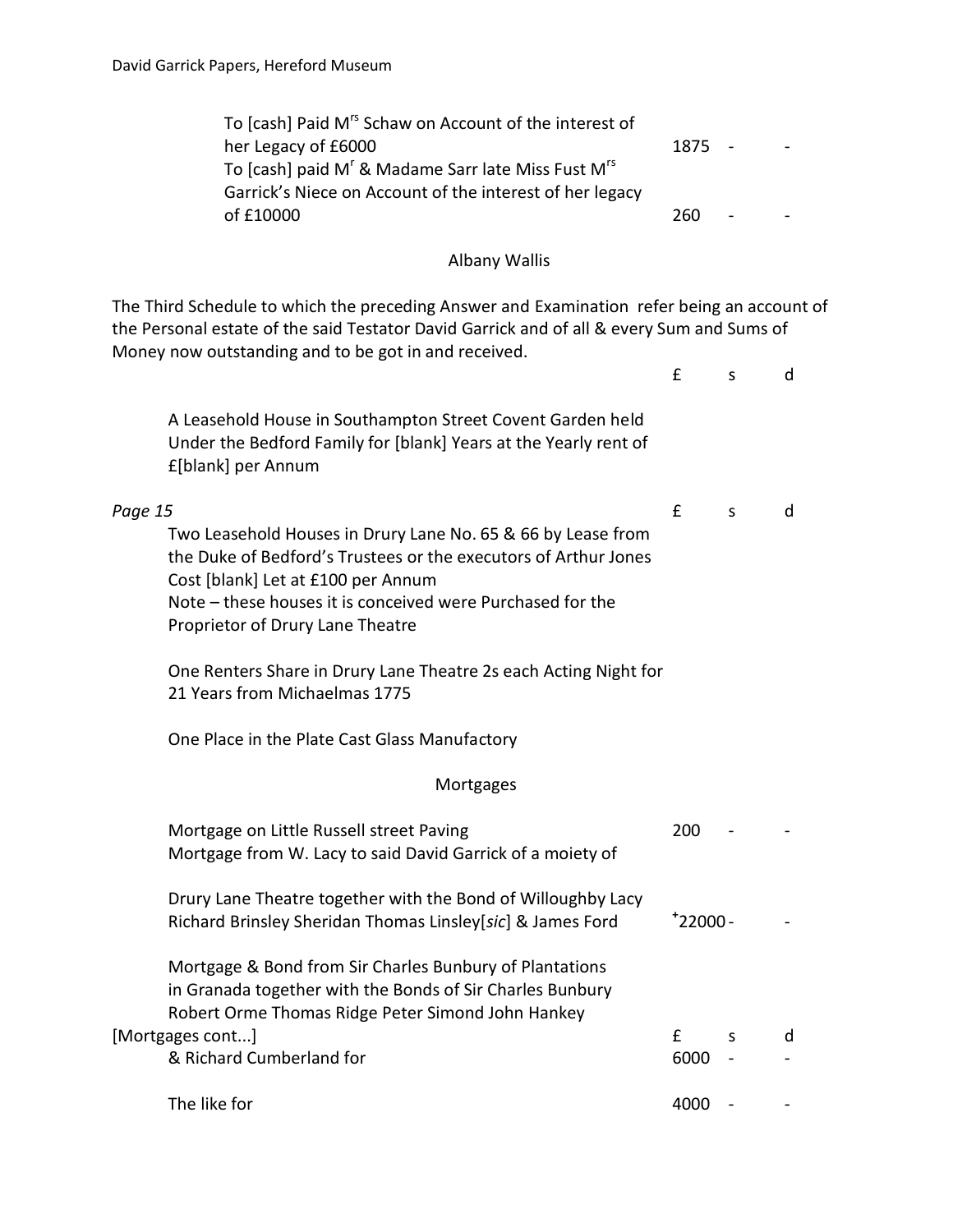| | £ | s | d |
|---|---|---|---|
| To [cash] Paid M[rs] Schaw on Account of the interest of her Legacy of £6000 | 1875 | - | - |
| To [cash] paid M[r] & Madame Sarr late Miss Fust M[rs] Garrick's Niece on Account of the interest of her legacy of £10000 | 260 | - | - |

Albany Wallis

The Third Schedule to which the preceding Answer and Examination refer being an account of the Personal estate of the said Testator David Garrick and of all & every Sum and Sums of Money now outstanding and to be got in and received.

| | £ | s | d |
|---|---|---|---|
| A Leasehold House in Southampton Street Covent Garden held Under the Bedford Family for [blank] Years at the Yearly rent of £[blank] per Annum | | | |

*Page 15*

| | £ | s | d |
|---|---|---|---|
| Two Leasehold Houses in Drury Lane No. 65 & 66 by Lease from the Duke of Bedford's Trustees or the executors of Arthur Jones Cost [blank] Let at £100 per Annum<br>Note – these houses it is conceived were Purchased for the Proprietor of Drury Lane Theatre | | | |
| One Renters Share in Drury Lane Theatre 2s each Acting Night for 21 Years from Michaelmas 1775 | | | |
| One Place in the Plate Cast Glass Manufactory | | | |
| **Mortgages** | | | |
| Mortgage on Little Russell street Paving | 200 | - | - |
| Mortgage from W. Lacy to said David Garrick of a moiety of Drury Lane Theatre together with the Bond of Willoughby Lacy Richard Brinsley Sheridan Thomas Linsley[*sic*] & James Ford | +22000 | - | - |
| Mortgage & Bond from Sir Charles Bunbury of Plantations in Granada together with the Bonds of Sir Charles Bunbury Robert Orme Thomas Ridge Peter Simond John Hankey | | | |

[Mortgages cont...]

| | £ | s | d |
|---|---|---|---|
| & Richard Cumberland for | 6000 | - | - |
| The like for | 4000 | - | - |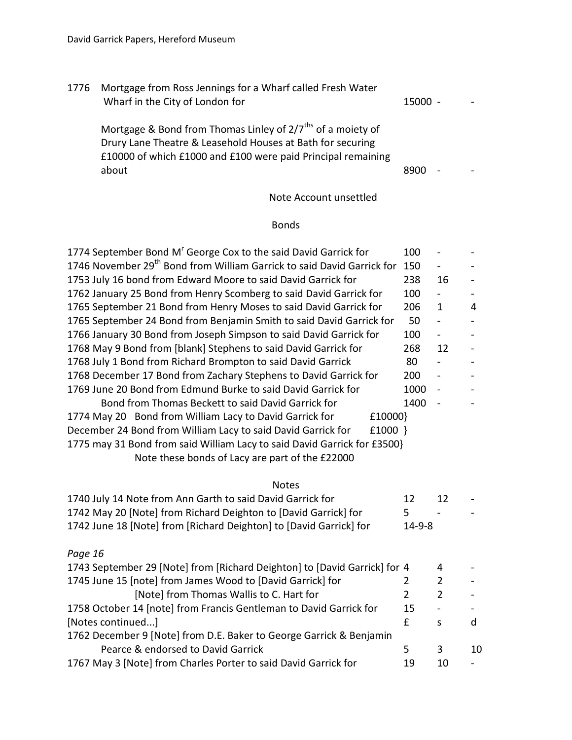| | | £ | s | d |
|---|---|---|---|---|
| 1776 | Mortgage from Ross Jennings for a Wharf called Fresh Water Wharf in the City of London for | 15000 | - | - |
| | Mortgage & Bond from Thomas Linley of 2/7ths of a moiety of Drury Lane Theatre & Leasehold Houses at Bath for securing £10000 of which £1000 and £100 were paid Principal remaining about | 8900 | - | - |

Note Account unsettled

## Bonds

| | £ | s | d |
|---|---|---|---|
| 1774 September Bond Mr George Cox to the said David Garrick for | 100 | - | - |
| 1746 November 29th Bond from William Garrick to said David Garrick for | 150 | - | - |
| 1753 July 16 bond from Edward Moore to said David Garrick for | 238 | 16 | - |
| 1762 January 25 Bond from Henry Scomberg to said David Garrick for | 100 | - | - |
| 1765 September 21 Bond from Henry Moses to said David Garrick for | 206 | 1 | 4 |
| 1765 September 24 Bond from Benjamin Smith to said David Garrick for | 50 | - | - |
| 1766 January 30 Bond from Joseph Simpson to said David Garrick for | 100 | - | - |
| 1768 May 9 Bond from [blank] Stephens to said David Garrick for | 268 | 12 | - |
| 1768 July 1 Bond from Richard Brompton to said David Garrick | 80 | - | - |
| 1768 December 17 Bond from Zachary Stephens to David Garrick for | 200 | - | - |
| 1769 June 20 Bond from Edmund Burke to said David Garrick for | 1000 | - | - |
| Bond from Thomas Beckett to said David Garrick for | 1400 | - | - |

1774 May 20 Bond from William Lacy to David Garrick for £10000}
December 24 Bond from William Lacy to said David Garrick for £1000 }
1775 may 31 Bond from said William Lacy to said David Garrick for £3500}
Note these bonds of Lacy are part of the £22000

## Notes

| | £ | s | d |
|---|---|---|---|
| 1740 July 14 Note from Ann Garth to said David Garrick for | 12 | 12 | - |
| 1742 May 20 [Note] from Richard Deighton to [David Garrick] for | 5 | - | - |
| 1742 June 18 [Note] from [Richard Deighton] to [David Garrick] for | 14-9-8 | | |

*Page 16*

| | £ | s | d |
|---|---|---|---|
| 1743 September 29 [Note] from [Richard Deighton] to [David Garrick] for | 4 | 4 | - |
| 1745 June 15 [note] from James Wood to [David Garrick] for | 2 | 2 | - |
| [Note] from Thomas Wallis to C. Hart for | 2 | 2 | - |
| 1758 October 14 [note] from Francis Gentleman to David Garrick for | 15 | - | - |
| [Notes continued...] | £ | s | d |
| 1762 December 9 [Note] from D.E. Baker to George Garrick & Benjamin Pearce & endorsed to David Garrick | 5 | 3 | 10 |
| 1767 May 3 [Note] from Charles Porter to said David Garrick for | 19 | 10 | - |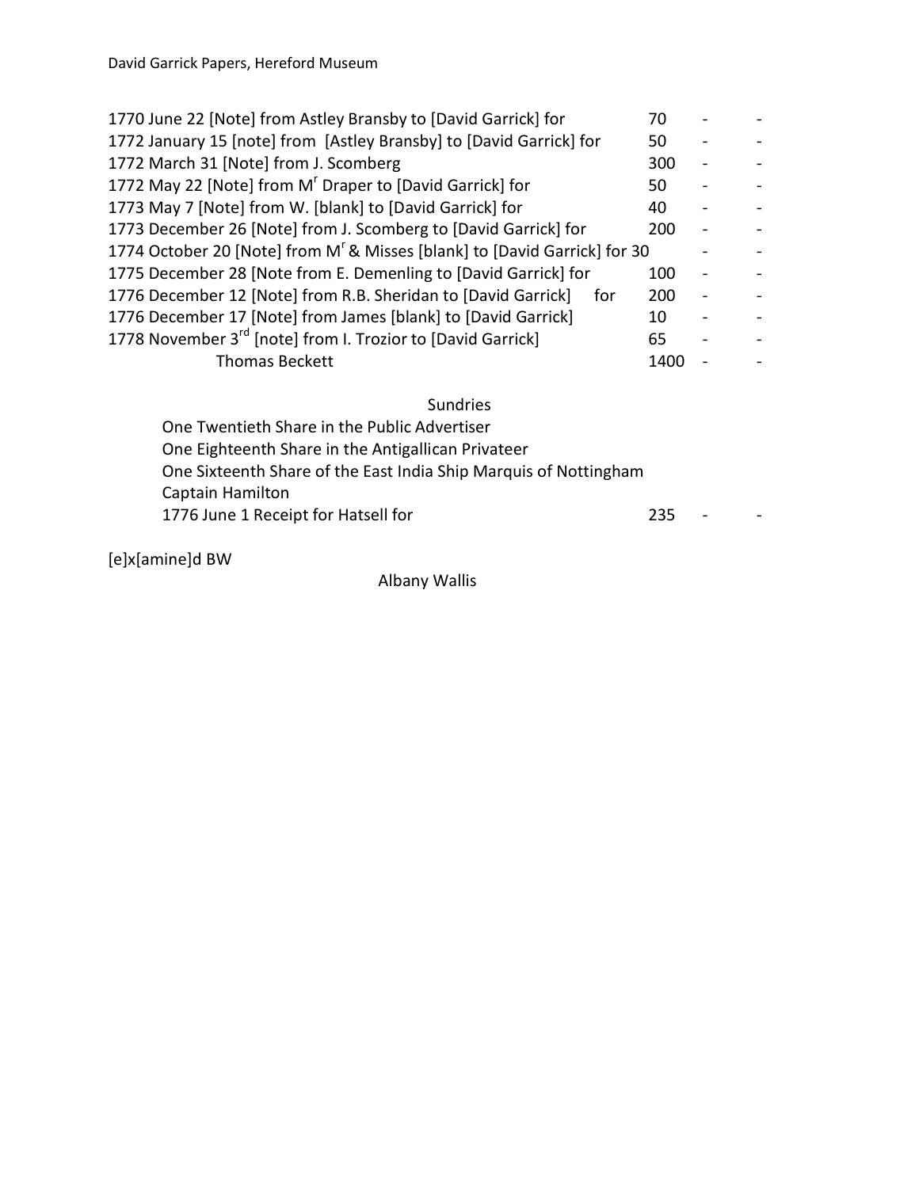| | | | |
|---|---|---|---|
| 1770 June 22 [Note] from Astley Bransby to [David Garrick] for | 70 | - | - |
| 1772 January 15 [note] from [Astley Bransby] to [David Garrick] for | 50 | - | - |
| 1772 March 31 [Note] from J. Scomberg | 300 | - | - |
| 1772 May 22 [Note] from M$^{r}$ Draper to [David Garrick] for | 50 | - | - |
| 1773 May 7 [Note] from W. [blank] to [David Garrick] for | 40 | - | - |
| 1773 December 26 [Note] from J. Scomberg to [David Garrick] for | 200 | - | - |
| 1774 October 20 [Note] from M$^{r}$ & Misses [blank] to [David Garrick] for | 30 | - | - |
| 1775 December 28 [Note from E. Demenling to [David Garrick] for | 100 | - | - |
| 1776 December 12 [Note] from R.B. Sheridan to [David Garrick] for | 200 | - | - |
| 1776 December 17 [Note] from James [blank] to [David Garrick] | 10 | - | - |
| 1778 November 3$^{rd}$ [note] from I. Trozior to [David Garrick] | 65 | - | - |
| Thomas Beckett | 1400 | - | - |

Sundries

One Twentieth Share in the Public Advertiser
One Eighteenth Share in the Antigallican Privateer
One Sixteenth Share of the East India Ship Marquis of Nottingham
Captain Hamilton

| | | | |
|---|---|---|---|
| 1776 June 1 Receipt for Hatsell for | 235 | - | - |

[e]x[amine]d BW

Albany Wallis